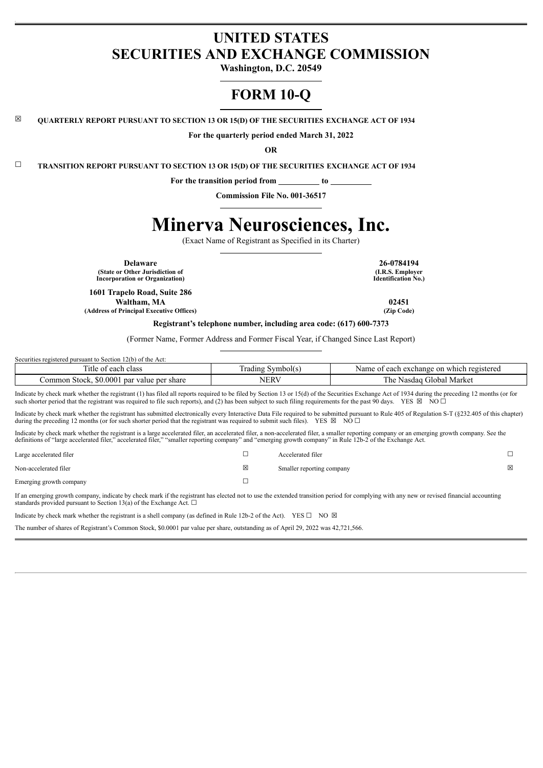# UNITED STATES
# SECURITIES AND EXCHANGE COMMISSION

**Washington, D.C. 20549**

# FORM 10-Q

☒ **QUARTERLY REPORT PURSUANT TO SECTION 13 OR 15(D) OF THE SECURITIES EXCHANGE ACT OF 1934**

**For the quarterly period ended March 31, 2022**

**OR**

☐ **TRANSITION REPORT PURSUANT TO SECTION 13 OR 15(D) OF THE SECURITIES EXCHANGE ACT OF 1934**

**For the transition period from \_\_\_\_\_\_\_\_\_\_ to \_\_\_\_\_\_\_\_\_\_**

**Commission File No. 001-36517**

# Minerva Neurosciences, Inc.

(Exact Name of Registrant as Specified in its Charter)

| | |
|---|---|
| **Delaware** | **26-0784194** |
| **(State or Other Jurisdiction of Incorporation or Organization)** | **(I.R.S. Employer Identification No.)** |
| **1601 Trapelo Road, Suite 286 Waltham, MA** | **02451** |
| **(Address of Principal Executive Offices)** | **(Zip Code)** |

**Registrant's telephone number, including area code: (617) 600-7373**

(Former Name, Former Address and Former Fiscal Year, if Changed Since Last Report)

Securities registered pursuant to Section 12(b) of the Act:

| Title of each class | Trading Symbol(s) | Name of each exchange on which registered |
|---|---|---|
| Common Stock, $0.0001 par value per share | NERV | The Nasdaq Global Market |

Indicate by check mark whether the registrant (1) has filed all reports required to be filed by Section 13 or 15(d) of the Securities Exchange Act of 1934 during the preceding 12 months (or for such shorter period that the registrant was required to file such reports), and (2) has been subject to such filing requirements for the past 90 days. YES ☒ NO ☐

Indicate by check mark whether the registrant has submitted electronically every Interactive Data File required to be submitted pursuant to Rule 405 of Regulation S-T (§232.405 of this chapter) during the preceding 12 months (or for such shorter period that the registrant was required to submit such files). YES ☒ NO ☐

Indicate by check mark whether the registrant is a large accelerated filer, an accelerated filer, a non-accelerated filer, a smaller reporting company or an emerging growth company. See the definitions of "large accelerated filer," accelerated filer," "smaller reporting company" and "emerging growth company" in Rule 12b-2 of the Exchange Act.

| | | | |
|---|---|---|---|
| Large accelerated filer | ☐ | Accelerated filer | ☐ |
| Non-accelerated filer | ☒ | Smaller reporting company | ☒ |
| Emerging growth company | ☐ | | |

If an emerging growth company, indicate by check mark if the registrant has elected not to use the extended transition period for complying with any new or revised financial accounting standards provided pursuant to Section 13(a) of the Exchange Act. ☐

Indicate by check mark whether the registrant is a shell company (as defined in Rule 12b-2 of the Act). YES ☐ NO ☒

The number of shares of Registrant's Common Stock, $0.0001 par value per share, outstanding as of April 29, 2022 was 42,721,566.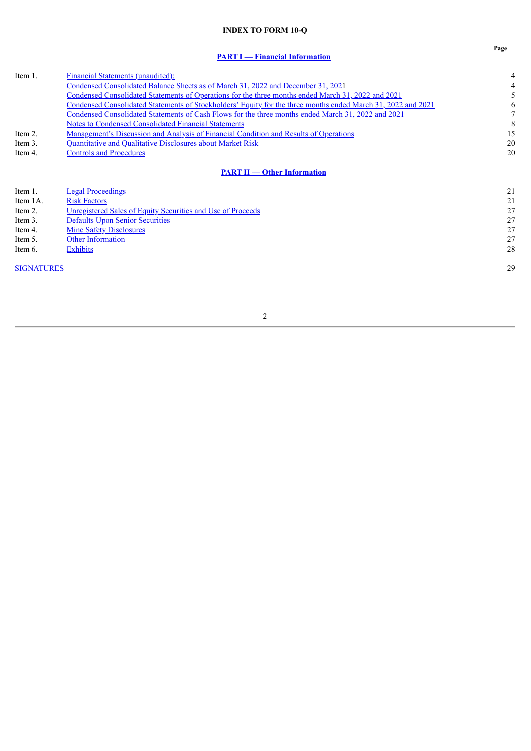# INDEX TO FORM 10-Q

| | | Page |
|---|---|---|
| | **PART I — Financial Information** | |
| Item 1. | Financial Statements (unaudited): | 4 |
| | Condensed Consolidated Balance Sheets as of March 31, 2022 and December 31, 2021 | 4 |
| | Condensed Consolidated Statements of Operations for the three months ended March 31, 2022 and 2021 | 5 |
| | Condensed Consolidated Statements of Stockholders' Equity for the three months ended March 31, 2022 and 2021 | 6 |
| | Condensed Consolidated Statements of Cash Flows for the three months ended March 31, 2022 and 2021 | 7 |
| | Notes to Condensed Consolidated Financial Statements | 8 |
| Item 2. | Management's Discussion and Analysis of Financial Condition and Results of Operations | 15 |
| Item 3. | Quantitative and Qualitative Disclosures about Market Risk | 20 |
| Item 4. | Controls and Procedures | 20 |
| | **PART II — Other Information** | |
| Item 1. | Legal Proceedings | 21 |
| Item 1A. | Risk Factors | 21 |
| Item 2. | Unregistered Sales of Equity Securities and Use of Proceeds | 27 |
| Item 3. | Defaults Upon Senior Securities | 27 |
| Item 4. | Mine Safety Disclosures | 27 |
| Item 5. | Other Information | 27 |
| Item 6. | Exhibits | 28 |
| SIGNATURES | | 29 |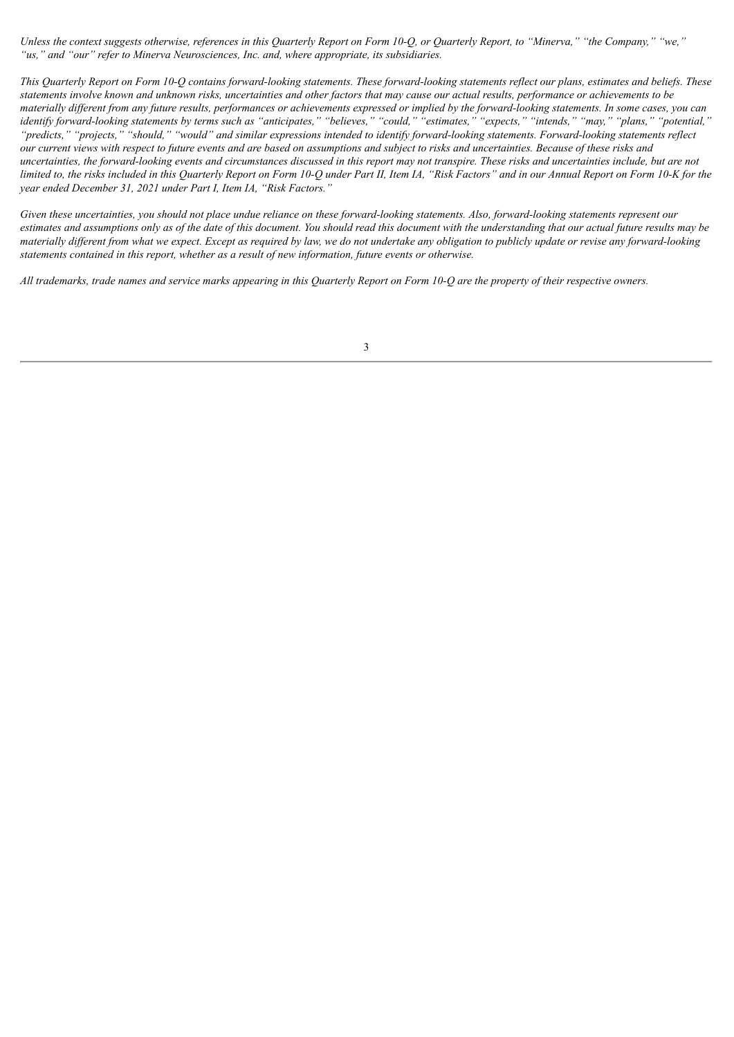*Unless the context suggests otherwise, references in this Quarterly Report on Form 10-Q, or Quarterly Report, to "Minerva," "the Company," "we," "us," and "our" refer to Minerva Neurosciences, Inc. and, where appropriate, its subsidiaries.*

*This Quarterly Report on Form 10-Q contains forward-looking statements. These forward-looking statements reflect our plans, estimates and beliefs. These statements involve known and unknown risks, uncertainties and other factors that may cause our actual results, performance or achievements to be materially different from any future results, performances or achievements expressed or implied by the forward-looking statements. In some cases, you can identify forward-looking statements by terms such as "anticipates," "believes," "could," "estimates," "expects," "intends," "may," "plans," "potential," "predicts," "projects," "should," "would" and similar expressions intended to identify forward-looking statements. Forward-looking statements reflect our current views with respect to future events and are based on assumptions and subject to risks and uncertainties. Because of these risks and uncertainties, the forward-looking events and circumstances discussed in this report may not transpire. These risks and uncertainties include, but are not limited to, the risks included in this Quarterly Report on Form 10-Q under Part II, Item IA, "Risk Factors" and in our Annual Report on Form 10-K for the year ended December 31, 2021 under Part I, Item IA, "Risk Factors."*

*Given these uncertainties, you should not place undue reliance on these forward-looking statements. Also, forward-looking statements represent our estimates and assumptions only as of the date of this document. You should read this document with the understanding that our actual future results may be materially different from what we expect. Except as required by law, we do not undertake any obligation to publicly update or revise any forward-looking statements contained in this report, whether as a result of new information, future events or otherwise.*

*All trademarks, trade names and service marks appearing in this Quarterly Report on Form 10-Q are the property of their respective owners.*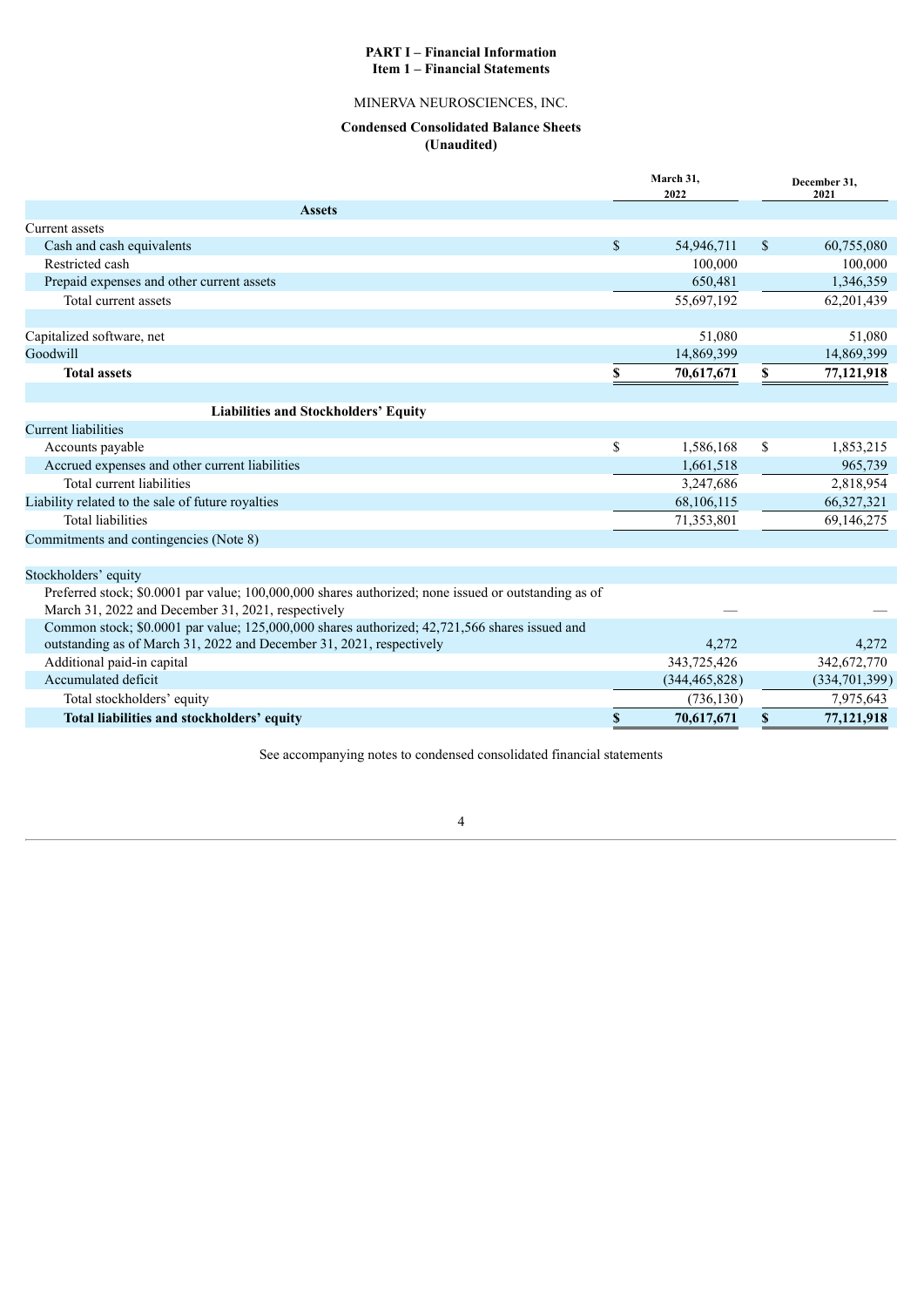**PART I – Financial Information**
**Item 1 – Financial Statements**

MINERVA NEUROSCIENCES, INC.

**Condensed Consolidated Balance Sheets**
**(Unaudited)**

| | March 31, 2022 | December 31, 2021 |
|---|---|---|
| **Assets** | | |
| Current assets | | |
| Cash and cash equivalents | $ 54,946,711 | $ 60,755,080 |
| Restricted cash | 100,000 | 100,000 |
| Prepaid expenses and other current assets | 650,481 | 1,346,359 |
| Total current assets | 55,697,192 | 62,201,439 |
| | | |
| Capitalized software, net | 51,080 | 51,080 |
| Goodwill | 14,869,399 | 14,869,399 |
| **Total assets** | **$ 70,617,671** | **$ 77,121,918** |
| | | |
| **Liabilities and Stockholders' Equity** | | |
| Current liabilities | | |
| Accounts payable | $ 1,586,168 | $ 1,853,215 |
| Accrued expenses and other current liabilities | 1,661,518 | 965,739 |
| Total current liabilities | 3,247,686 | 2,818,954 |
| Liability related to the sale of future royalties | 68,106,115 | 66,327,321 |
| Total liabilities | 71,353,801 | 69,146,275 |
| Commitments and contingencies (Note 8) | | |
| | | |
| Stockholders' equity | | |
| Preferred stock; $0.0001 par value; 100,000,000 shares authorized; none issued or outstanding as of March 31, 2022 and December 31, 2021, respectively | — | — |
| Common stock; $0.0001 par value; 125,000,000 shares authorized; 42,721,566 shares issued and outstanding as of March 31, 2022 and December 31, 2021, respectively | 4,272 | 4,272 |
| Additional paid-in capital | 343,725,426 | 342,672,770 |
| Accumulated deficit | (344,465,828) | (334,701,399) |
| Total stockholders' equity | (736,130) | 7,975,643 |
| **Total liabilities and stockholders' equity** | **$ 70,617,671** | **$ 77,121,918** |

See accompanying notes to condensed consolidated financial statements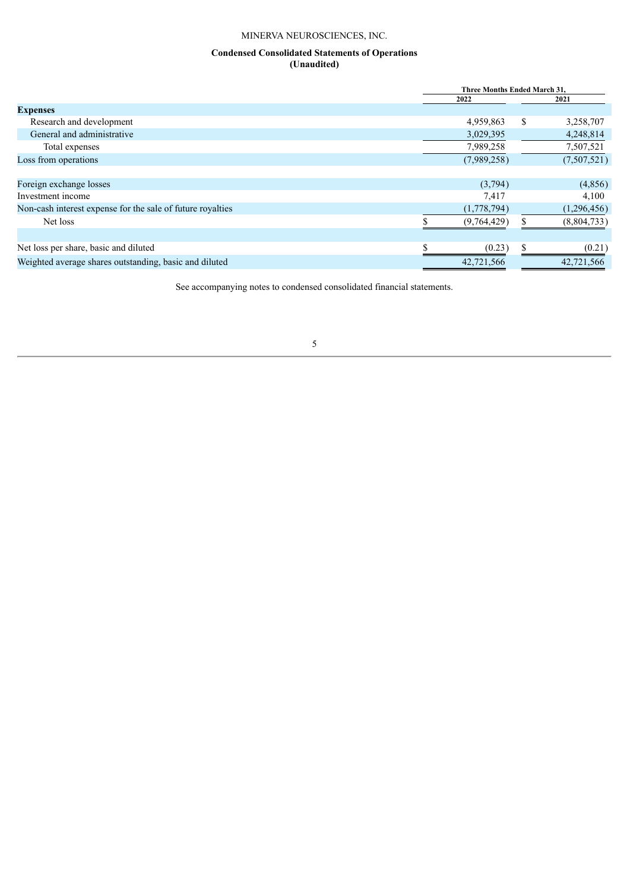MINERVA NEUROSCIENCES, INC.

**Condensed Consolidated Statements of Operations**
**(Unaudited)**

| | Three Months Ended March 31, | |
|---|---|---|
| | 2022 | 2021 |
| **Expenses** | | |
| Research and development | 4,959,863 | $ 3,258,707 |
| General and administrative | 3,029,395 | 4,248,814 |
| Total expenses | 7,989,258 | 7,507,521 |
| Loss from operations | (7,989,258) | (7,507,521) |
| | | |
| Foreign exchange losses | (3,794) | (4,856) |
| Investment income | 7,417 | 4,100 |
| Non-cash interest expense for the sale of future royalties | (1,778,794) | (1,296,456) |
| Net loss | $ (9,764,429) | $ (8,804,733) |
| | | |
| Net loss per share, basic and diluted | $ (0.23) | $ (0.21) |
| Weighted average shares outstanding, basic and diluted | 42,721,566 | 42,721,566 |

See accompanying notes to condensed consolidated financial statements.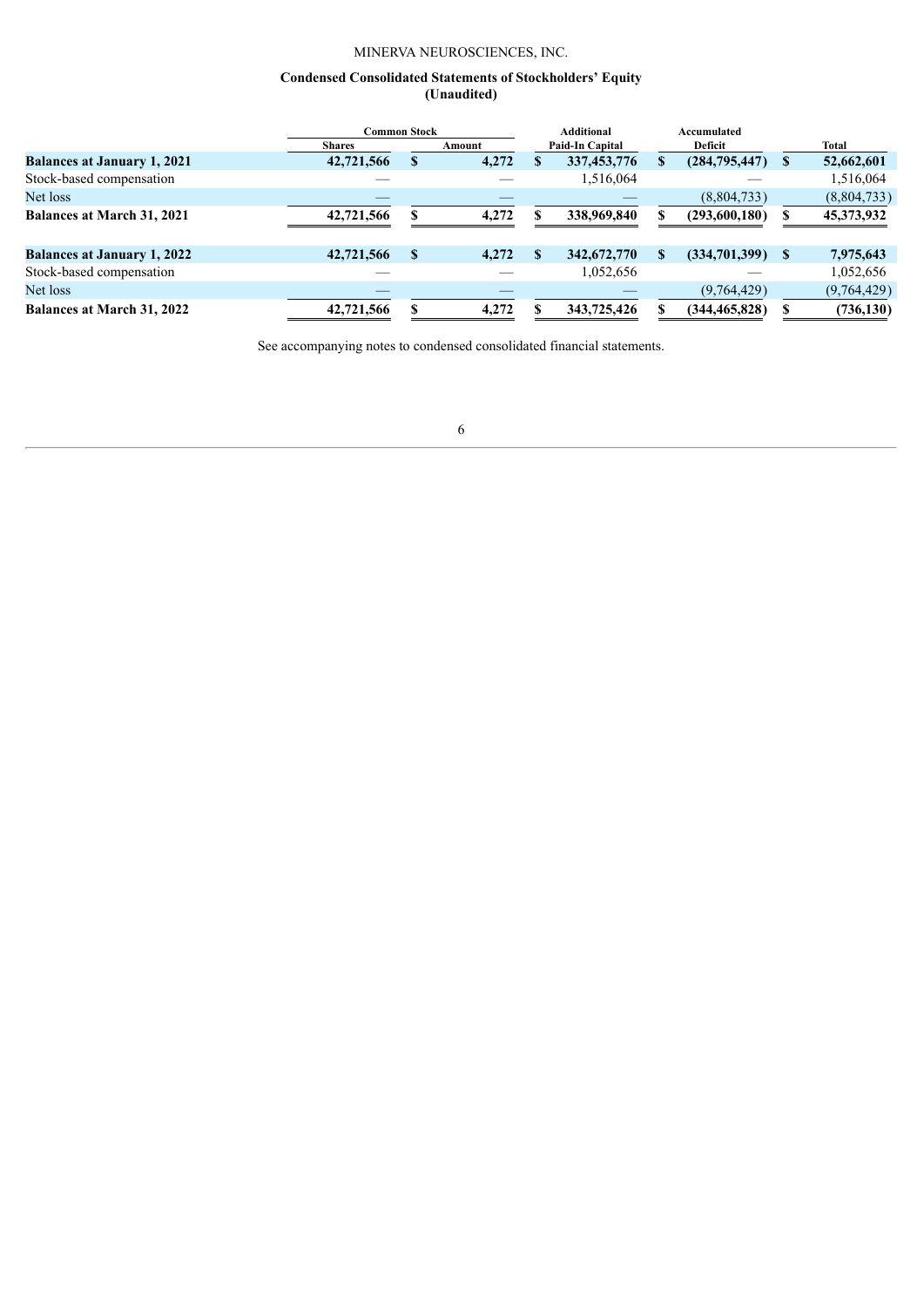MINERVA NEUROSCIENCES, INC.

**Condensed Consolidated Statements of Stockholders' Equity**
**(Unaudited)**

| | Common Stock | | Additional | Accumulated | |
|---|---|---|---|---|---|
| | Shares | Amount | Paid-In Capital | Deficit | Total |
| **Balances at January 1, 2021** | **42,721,566** | **$ 4,272** | **$ 337,453,776** | **$ (284,795,447)** | **$ 52,662,601** |
| Stock-based compensation | — | — | 1,516,064 | — | 1,516,064 |
| Net loss | — | — | — | (8,804,733) | (8,804,733) |
| **Balances at March 31, 2021** | **42,721,566** | **$ 4,272** | **$ 338,969,840** | **$ (293,600,180)** | **$ 45,373,932** |
| | | | | | |
| **Balances at January 1, 2022** | **42,721,566** | **$ 4,272** | **$ 342,672,770** | **$ (334,701,399)** | **$ 7,975,643** |
| Stock-based compensation | — | — | 1,052,656 | — | 1,052,656 |
| Net loss | — | — | — | (9,764,429) | (9,764,429) |
| **Balances at March 31, 2022** | **42,721,566** | **$ 4,272** | **$ 343,725,426** | **$ (344,465,828)** | **$ (736,130)** |

See accompanying notes to condensed consolidated financial statements.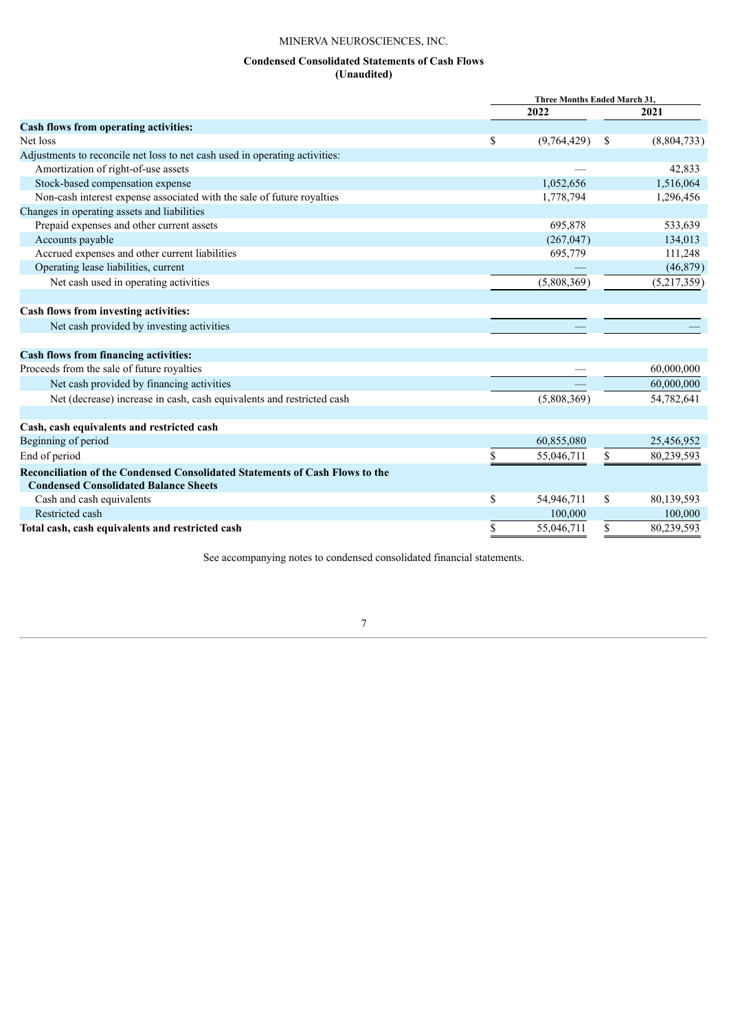MINERVA NEUROSCIENCES, INC.

**Condensed Consolidated Statements of Cash Flows**
**(Unaudited)**

| | Three Months Ended March 31, | |
|---|---|---|
| | 2022 | 2021 |
| **Cash flows from operating activities:** | | |
| Net loss | $ (9,764,429) | $ (8,804,733) |
| Adjustments to reconcile net loss to net cash used in operating activities: | | |
| Amortization of right-of-use assets | — | 42,833 |
| Stock-based compensation expense | 1,052,656 | 1,516,064 |
| Non-cash interest expense associated with the sale of future royalties | 1,778,794 | 1,296,456 |
| Changes in operating assets and liabilities | | |
| Prepaid expenses and other current assets | 695,878 | 533,639 |
| Accounts payable | (267,047) | 134,013 |
| Accrued expenses and other current liabilities | 695,779 | 111,248 |
| Operating lease liabilities, current | — | (46,879) |
| Net cash used in operating activities | (5,808,369) | (5,217,359) |
| | | |
| **Cash flows from investing activities:** | | |
| Net cash provided by investing activities | — | — |
| | | |
| **Cash flows from financing activities:** | | |
| Proceeds from the sale of future royalties | — | 60,000,000 |
| Net cash provided by financing activities | — | 60,000,000 |
| Net (decrease) increase in cash, cash equivalents and restricted cash | (5,808,369) | 54,782,641 |
| | | |
| **Cash, cash equivalents and restricted cash** | | |
| Beginning of period | 60,855,080 | 25,456,952 |
| End of period | $ 55,046,711 | $ 80,239,593 |
| **Reconciliation of the Condensed Consolidated Statements of Cash Flows to the Condensed Consolidated Balance Sheets** | | |
| Cash and cash equivalents | $ 54,946,711 | $ 80,139,593 |
| Restricted cash | 100,000 | 100,000 |
| **Total cash, cash equivalents and restricted cash** | $ 55,046,711 | $ 80,239,593 |

See accompanying notes to condensed consolidated financial statements.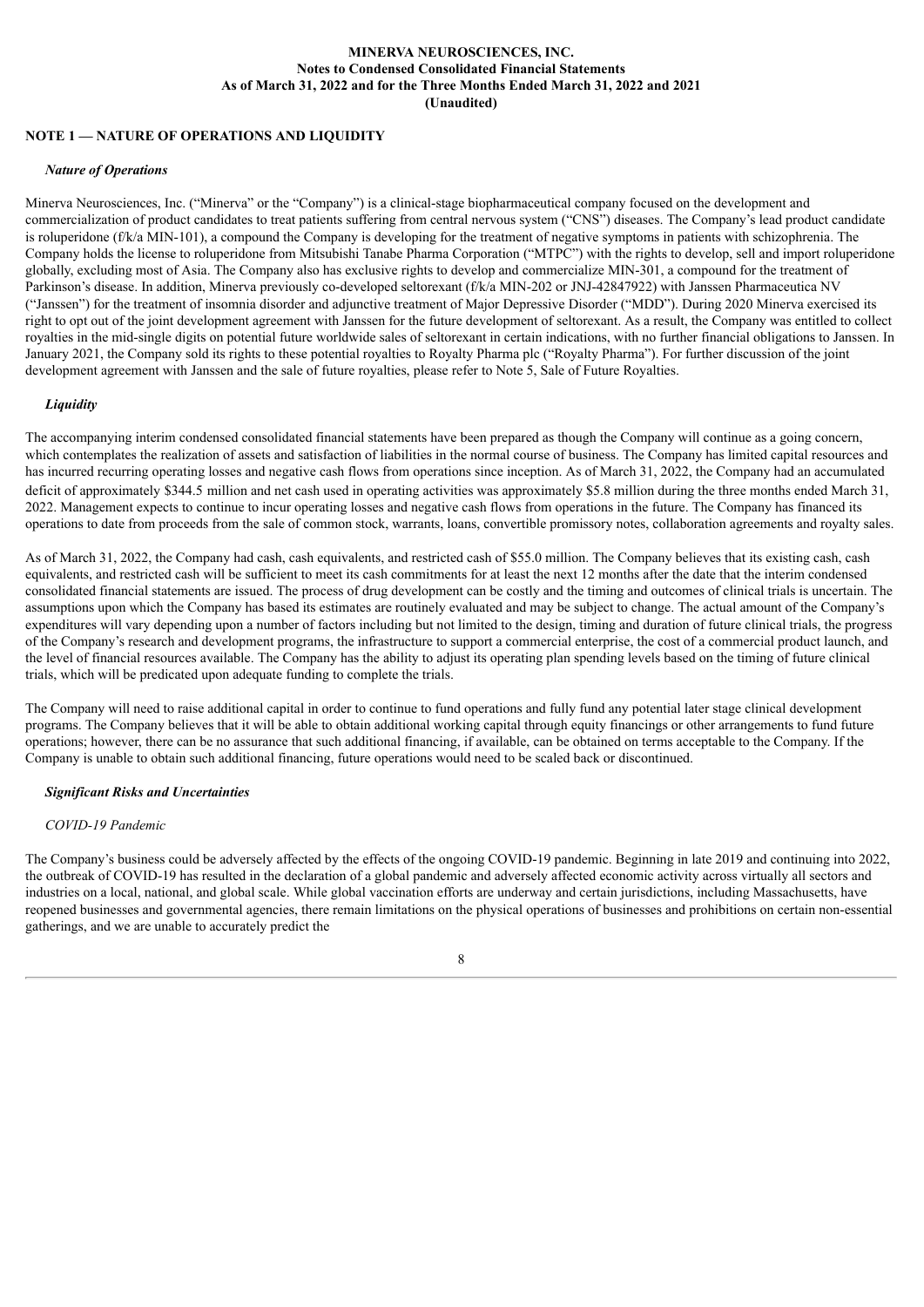**MINERVA NEUROSCIENCES, INC.**
**Notes to Condensed Consolidated Financial Statements**
**As of March 31, 2022 and for the Three Months Ended March 31, 2022 and 2021**
**(Unaudited)**

## NOTE 1 — NATURE OF OPERATIONS AND LIQUIDITY

### *Nature of Operations*

Minerva Neurosciences, Inc. ("Minerva" or the "Company") is a clinical-stage biopharmaceutical company focused on the development and commercialization of product candidates to treat patients suffering from central nervous system ("CNS") diseases. The Company's lead product candidate is roluperidone (f/k/a MIN-101), a compound the Company is developing for the treatment of negative symptoms in patients with schizophrenia. The Company holds the license to roluperidone from Mitsubishi Tanabe Pharma Corporation ("MTPC") with the rights to develop, sell and import roluperidone globally, excluding most of Asia. The Company also has exclusive rights to develop and commercialize MIN-301, a compound for the treatment of Parkinson's disease. In addition, Minerva previously co-developed seltorexant (f/k/a MIN-202 or JNJ-42847922) with Janssen Pharmaceutica NV ("Janssen") for the treatment of insomnia disorder and adjunctive treatment of Major Depressive Disorder ("MDD"). During 2020 Minerva exercised its right to opt out of the joint development agreement with Janssen for the future development of seltorexant. As a result, the Company was entitled to collect royalties in the mid-single digits on potential future worldwide sales of seltorexant in certain indications, with no further financial obligations to Janssen. In January 2021, the Company sold its rights to these potential royalties to Royalty Pharma plc ("Royalty Pharma"). For further discussion of the joint development agreement with Janssen and the sale of future royalties, please refer to Note 5, Sale of Future Royalties.

### *Liquidity*

The accompanying interim condensed consolidated financial statements have been prepared as though the Company will continue as a going concern, which contemplates the realization of assets and satisfaction of liabilities in the normal course of business. The Company has limited capital resources and has incurred recurring operating losses and negative cash flows from operations since inception. As of March 31, 2022, the Company had an accumulated deficit of approximately $344.5 million and net cash used in operating activities was approximately $5.8 million during the three months ended March 31, 2022. Management expects to continue to incur operating losses and negative cash flows from operations in the future. The Company has financed its operations to date from proceeds from the sale of common stock, warrants, loans, convertible promissory notes, collaboration agreements and royalty sales.

As of March 31, 2022, the Company had cash, cash equivalents, and restricted cash of $55.0 million. The Company believes that its existing cash, cash equivalents, and restricted cash will be sufficient to meet its cash commitments for at least the next 12 months after the date that the interim condensed consolidated financial statements are issued. The process of drug development can be costly and the timing and outcomes of clinical trials is uncertain. The assumptions upon which the Company has based its estimates are routinely evaluated and may be subject to change. The actual amount of the Company's expenditures will vary depending upon a number of factors including but not limited to the design, timing and duration of future clinical trials, the progress of the Company's research and development programs, the infrastructure to support a commercial enterprise, the cost of a commercial product launch, and the level of financial resources available. The Company has the ability to adjust its operating plan spending levels based on the timing of future clinical trials, which will be predicated upon adequate funding to complete the trials.

The Company will need to raise additional capital in order to continue to fund operations and fully fund any potential later stage clinical development programs. The Company believes that it will be able to obtain additional working capital through equity financings or other arrangements to fund future operations; however, there can be no assurance that such additional financing, if available, can be obtained on terms acceptable to the Company. If the Company is unable to obtain such additional financing, future operations would need to be scaled back or discontinued.

### *Significant Risks and Uncertainties*

*COVID-19 Pandemic*

The Company's business could be adversely affected by the effects of the ongoing COVID-19 pandemic. Beginning in late 2019 and continuing into 2022, the outbreak of COVID-19 has resulted in the declaration of a global pandemic and adversely affected economic activity across virtually all sectors and industries on a local, national, and global scale. While global vaccination efforts are underway and certain jurisdictions, including Massachusetts, have reopened businesses and governmental agencies, there remain limitations on the physical operations of businesses and prohibitions on certain non-essential gatherings, and we are unable to accurately predict the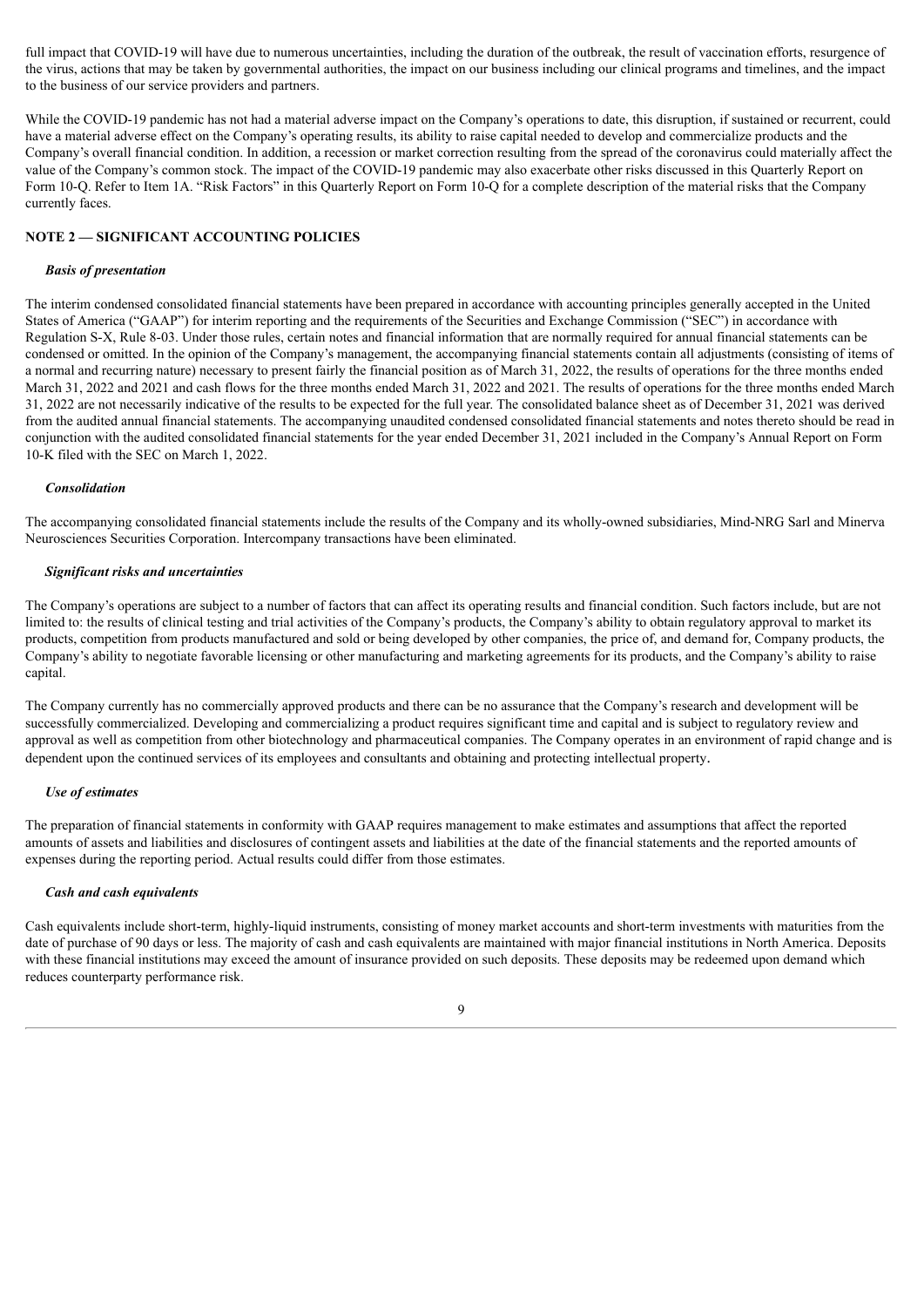full impact that COVID-19 will have due to numerous uncertainties, including the duration of the outbreak, the result of vaccination efforts, resurgence of the virus, actions that may be taken by governmental authorities, the impact on our business including our clinical programs and timelines, and the impact to the business of our service providers and partners.

While the COVID-19 pandemic has not had a material adverse impact on the Company's operations to date, this disruption, if sustained or recurrent, could have a material adverse effect on the Company's operating results, its ability to raise capital needed to develop and commercialize products and the Company's overall financial condition. In addition, a recession or market correction resulting from the spread of the coronavirus could materially affect the value of the Company's common stock. The impact of the COVID-19 pandemic may also exacerbate other risks discussed in this Quarterly Report on Form 10-Q. Refer to Item 1A. "Risk Factors" in this Quarterly Report on Form 10-Q for a complete description of the material risks that the Company currently faces.

## NOTE 2 — SIGNIFICANT ACCOUNTING POLICIES

***Basis of presentation***

The interim condensed consolidated financial statements have been prepared in accordance with accounting principles generally accepted in the United States of America ("GAAP") for interim reporting and the requirements of the Securities and Exchange Commission ("SEC") in accordance with Regulation S-X, Rule 8-03. Under those rules, certain notes and financial information that are normally required for annual financial statements can be condensed or omitted. In the opinion of the Company's management, the accompanying financial statements contain all adjustments (consisting of items of a normal and recurring nature) necessary to present fairly the financial position as of March 31, 2022, the results of operations for the three months ended March 31, 2022 and 2021 and cash flows for the three months ended March 31, 2022 and 2021. The results of operations for the three months ended March 31, 2022 are not necessarily indicative of the results to be expected for the full year. The consolidated balance sheet as of December 31, 2021 was derived from the audited annual financial statements. The accompanying unaudited condensed consolidated financial statements and notes thereto should be read in conjunction with the audited consolidated financial statements for the year ended December 31, 2021 included in the Company's Annual Report on Form 10-K filed with the SEC on March 1, 2022.

***Consolidation***

The accompanying consolidated financial statements include the results of the Company and its wholly-owned subsidiaries, Mind-NRG Sarl and Minerva Neurosciences Securities Corporation. Intercompany transactions have been eliminated.

***Significant risks and uncertainties***

The Company's operations are subject to a number of factors that can affect its operating results and financial condition. Such factors include, but are not limited to: the results of clinical testing and trial activities of the Company's products, the Company's ability to obtain regulatory approval to market its products, competition from products manufactured and sold or being developed by other companies, the price of, and demand for, Company products, the Company's ability to negotiate favorable licensing or other manufacturing and marketing agreements for its products, and the Company's ability to raise capital.

The Company currently has no commercially approved products and there can be no assurance that the Company's research and development will be successfully commercialized. Developing and commercializing a product requires significant time and capital and is subject to regulatory review and approval as well as competition from other biotechnology and pharmaceutical companies. The Company operates in an environment of rapid change and is dependent upon the continued services of its employees and consultants and obtaining and protecting intellectual property.

***Use of estimates***

The preparation of financial statements in conformity with GAAP requires management to make estimates and assumptions that affect the reported amounts of assets and liabilities and disclosures of contingent assets and liabilities at the date of the financial statements and the reported amounts of expenses during the reporting period. Actual results could differ from those estimates.

***Cash and cash equivalents***

Cash equivalents include short-term, highly-liquid instruments, consisting of money market accounts and short-term investments with maturities from the date of purchase of 90 days or less. The majority of cash and cash equivalents are maintained with major financial institutions in North America. Deposits with these financial institutions may exceed the amount of insurance provided on such deposits. These deposits may be redeemed upon demand which reduces counterparty performance risk.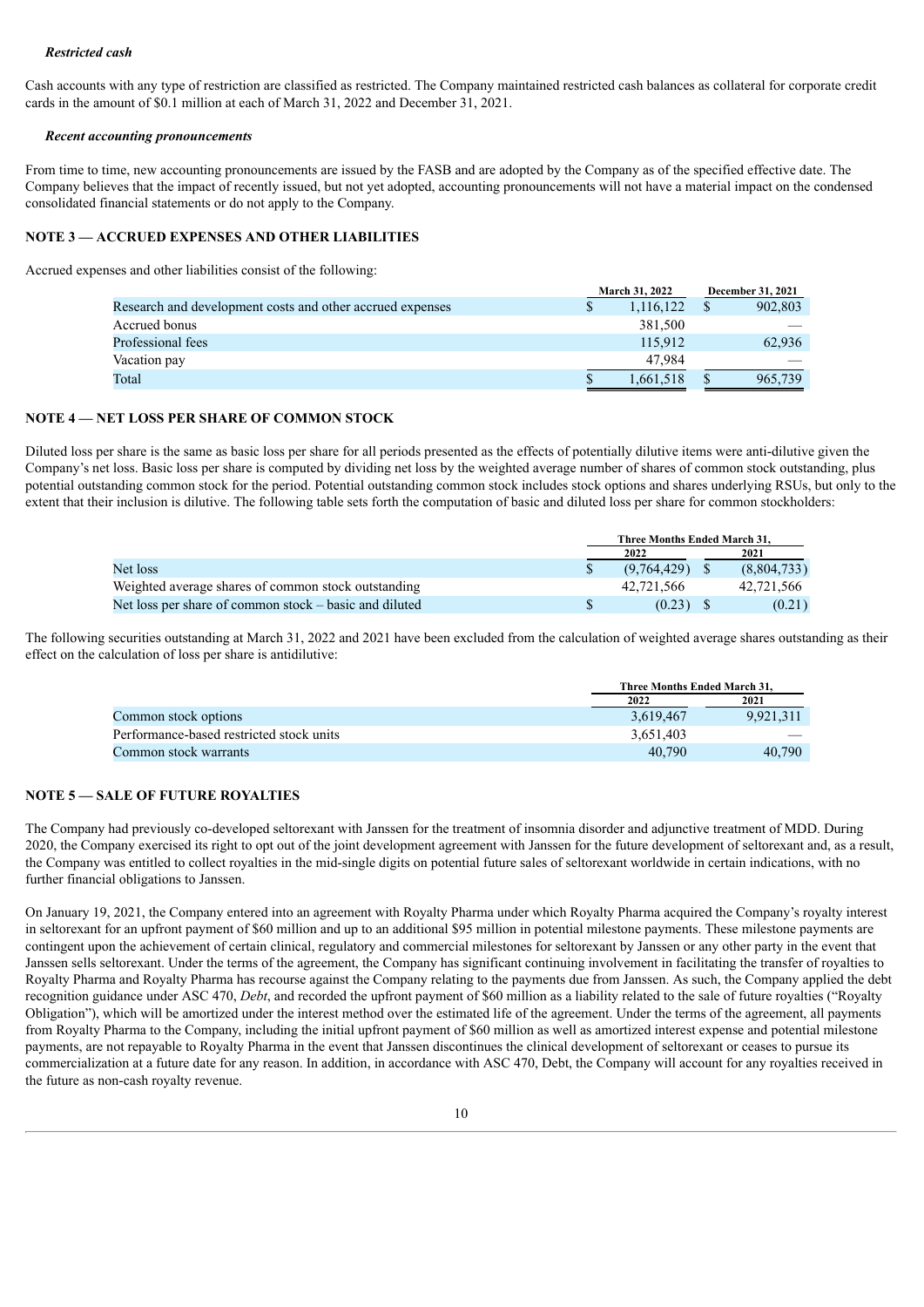***Restricted cash***

Cash accounts with any type of restriction are classified as restricted. The Company maintained restricted cash balances as collateral for corporate credit cards in the amount of $0.1 million at each of March 31, 2022 and December 31, 2021.

***Recent accounting pronouncements***

From time to time, new accounting pronouncements are issued by the FASB and are adopted by the Company as of the specified effective date. The Company believes that the impact of recently issued, but not yet adopted, accounting pronouncements will not have a material impact on the condensed consolidated financial statements or do not apply to the Company.

**NOTE 3 — ACCRUED EXPENSES AND OTHER LIABILITIES**

Accrued expenses and other liabilities consist of the following:

| | March 31, 2022 | December 31, 2021 |
|---|---|---|
| Research and development costs and other accrued expenses | $ 1,116,122 | $ 902,803 |
| Accrued bonus | 381,500 | — |
| Professional fees | 115,912 | 62,936 |
| Vacation pay | 47,984 | — |
| Total | $ 1,661,518 | $ 965,739 |

**NOTE 4 — NET LOSS PER SHARE OF COMMON STOCK**

Diluted loss per share is the same as basic loss per share for all periods presented as the effects of potentially dilutive items were anti-dilutive given the Company's net loss. Basic loss per share is computed by dividing net loss by the weighted average number of shares of common stock outstanding, plus potential outstanding common stock for the period. Potential outstanding common stock includes stock options and shares underlying RSUs, but only to the extent that their inclusion is dilutive. The following table sets forth the computation of basic and diluted loss per share for common stockholders:

| | Three Months Ended March 31, | |
|---|---|---|
| | 2022 | 2021 |
| Net loss | $ (9,764,429) | $ (8,804,733) |
| Weighted average shares of common stock outstanding | 42,721,566 | 42,721,566 |
| Net loss per share of common stock – basic and diluted | $ (0.23) | $ (0.21) |

The following securities outstanding at March 31, 2022 and 2021 have been excluded from the calculation of weighted average shares outstanding as their effect on the calculation of loss per share is antidilutive:

| | Three Months Ended March 31, | |
|---|---|---|
| | 2022 | 2021 |
| Common stock options | 3,619,467 | 9,921,311 |
| Performance-based restricted stock units | 3,651,403 | — |
| Common stock warrants | 40,790 | 40,790 |

**NOTE 5 — SALE OF FUTURE ROYALTIES**

The Company had previously co-developed seltorexant with Janssen for the treatment of insomnia disorder and adjunctive treatment of MDD. During 2020, the Company exercised its right to opt out of the joint development agreement with Janssen for the future development of seltorexant and, as a result, the Company was entitled to collect royalties in the mid-single digits on potential future sales of seltorexant worldwide in certain indications, with no further financial obligations to Janssen.

On January 19, 2021, the Company entered into an agreement with Royalty Pharma under which Royalty Pharma acquired the Company's royalty interest in seltorexant for an upfront payment of $60 million and up to an additional $95 million in potential milestone payments. These milestone payments are contingent upon the achievement of certain clinical, regulatory and commercial milestones for seltorexant by Janssen or any other party in the event that Janssen sells seltorexant. Under the terms of the agreement, the Company has significant continuing involvement in facilitating the transfer of royalties to Royalty Pharma and Royalty Pharma has recourse against the Company relating to the payments due from Janssen. As such, the Company applied the debt recognition guidance under ASC 470, *Debt*, and recorded the upfront payment of $60 million as a liability related to the sale of future royalties ("Royalty Obligation"), which will be amortized under the interest method over the estimated life of the agreement. Under the terms of the agreement, all payments from Royalty Pharma to the Company, including the initial upfront payment of $60 million as well as amortized interest expense and potential milestone payments, are not repayable to Royalty Pharma in the event that Janssen discontinues the clinical development of seltorexant or ceases to pursue its commercialization at a future date for any reason. In addition, in accordance with ASC 470, Debt, the Company will account for any royalties received in the future as non-cash royalty revenue.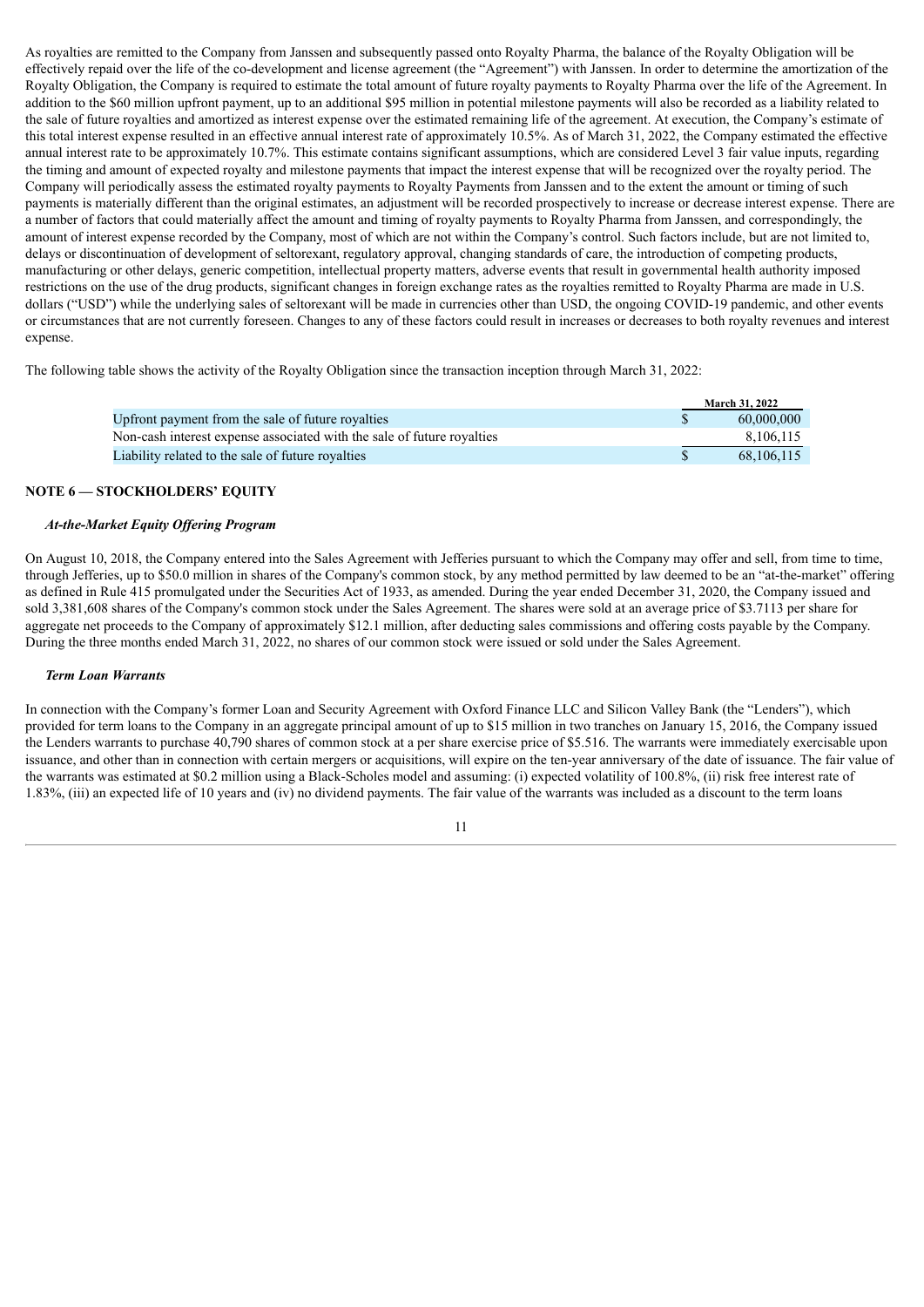As royalties are remitted to the Company from Janssen and subsequently passed onto Royalty Pharma, the balance of the Royalty Obligation will be effectively repaid over the life of the co-development and license agreement (the "Agreement") with Janssen. In order to determine the amortization of the Royalty Obligation, the Company is required to estimate the total amount of future royalty payments to Royalty Pharma over the life of the Agreement. In addition to the $60 million upfront payment, up to an additional $95 million in potential milestone payments will also be recorded as a liability related to the sale of future royalties and amortized as interest expense over the estimated remaining life of the agreement. At execution, the Company's estimate of this total interest expense resulted in an effective annual interest rate of approximately 10.5%. As of March 31, 2022, the Company estimated the effective annual interest rate to be approximately 10.7%. This estimate contains significant assumptions, which are considered Level 3 fair value inputs, regarding the timing and amount of expected royalty and milestone payments that impact the interest expense that will be recognized over the royalty period. The Company will periodically assess the estimated royalty payments to Royalty Payments from Janssen and to the extent the amount or timing of such payments is materially different than the original estimates, an adjustment will be recorded prospectively to increase or decrease interest expense. There are a number of factors that could materially affect the amount and timing of royalty payments to Royalty Pharma from Janssen, and correspondingly, the amount of interest expense recorded by the Company, most of which are not within the Company's control. Such factors include, but are not limited to, delays or discontinuation of development of seltorexant, regulatory approval, changing standards of care, the introduction of competing products, manufacturing or other delays, generic competition, intellectual property matters, adverse events that result in governmental health authority imposed restrictions on the use of the drug products, significant changes in foreign exchange rates as the royalties remitted to Royalty Pharma are made in U.S. dollars ("USD") while the underlying sales of seltorexant will be made in currencies other than USD, the ongoing COVID-19 pandemic, and other events or circumstances that are not currently foreseen. Changes to any of these factors could result in increases or decreases to both royalty revenues and interest expense.

The following table shows the activity of the Royalty Obligation since the transaction inception through March 31, 2022:

| | March 31, 2022 |
|---|---|
| Upfront payment from the sale of future royalties | $ 60,000,000 |
| Non-cash interest expense associated with the sale of future royalties | 8,106,115 |
| Liability related to the sale of future royalties | $ 68,106,115 |

## NOTE 6 — STOCKHOLDERS' EQUITY

### *At-the-Market Equity Offering Program*

On August 10, 2018, the Company entered into the Sales Agreement with Jefferies pursuant to which the Company may offer and sell, from time to time, through Jefferies, up to $50.0 million in shares of the Company's common stock, by any method permitted by law deemed to be an "at-the-market" offering as defined in Rule 415 promulgated under the Securities Act of 1933, as amended. During the year ended December 31, 2020, the Company issued and sold 3,381,608 shares of the Company's common stock under the Sales Agreement. The shares were sold at an average price of $3.7113 per share for aggregate net proceeds to the Company of approximately $12.1 million, after deducting sales commissions and offering costs payable by the Company. During the three months ended March 31, 2022, no shares of our common stock were issued or sold under the Sales Agreement.

### *Term Loan Warrants*

In connection with the Company's former Loan and Security Agreement with Oxford Finance LLC and Silicon Valley Bank (the "Lenders"), which provided for term loans to the Company in an aggregate principal amount of up to $15 million in two tranches on January 15, 2016, the Company issued the Lenders warrants to purchase 40,790 shares of common stock at a per share exercise price of $5.516. The warrants were immediately exercisable upon issuance, and other than in connection with certain mergers or acquisitions, will expire on the ten-year anniversary of the date of issuance. The fair value of the warrants was estimated at $0.2 million using a Black-Scholes model and assuming: (i) expected volatility of 100.8%, (ii) risk free interest rate of 1.83%, (iii) an expected life of 10 years and (iv) no dividend payments. The fair value of the warrants was included as a discount to the term loans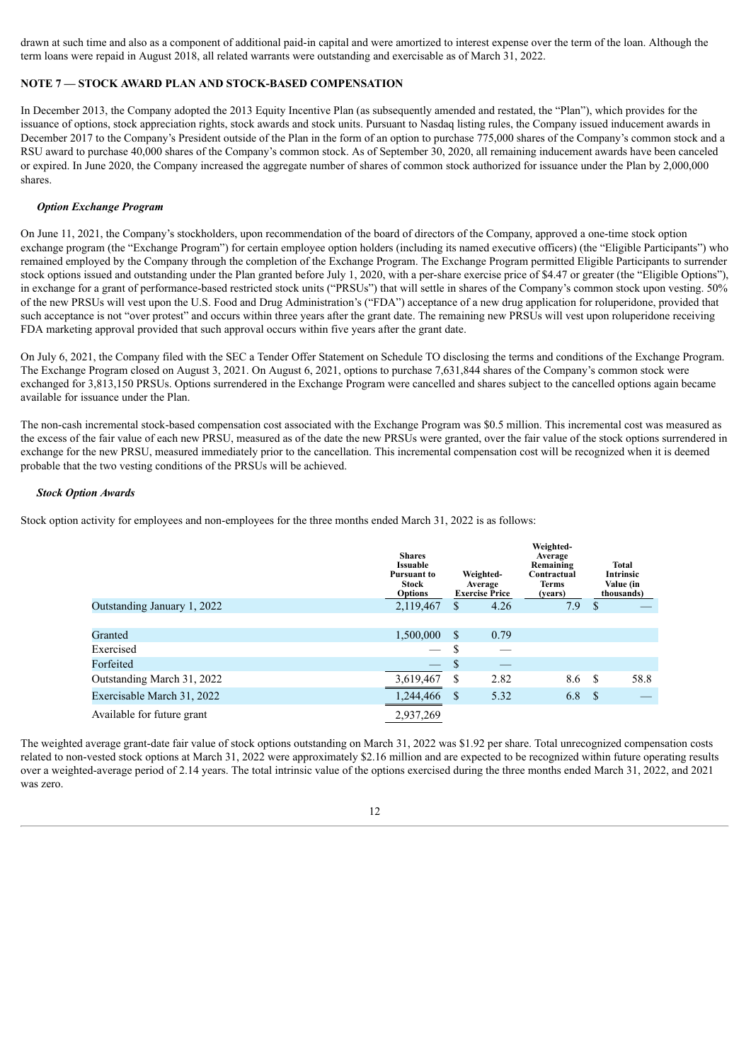drawn at such time and also as a component of additional paid-in capital and were amortized to interest expense over the term of the loan. Although the term loans were repaid in August 2018, all related warrants were outstanding and exercisable as of March 31, 2022.

## NOTE 7 — STOCK AWARD PLAN AND STOCK-BASED COMPENSATION

In December 2013, the Company adopted the 2013 Equity Incentive Plan (as subsequently amended and restated, the "Plan"), which provides for the issuance of options, stock appreciation rights, stock awards and stock units. Pursuant to Nasdaq listing rules, the Company issued inducement awards in December 2017 to the Company's President outside of the Plan in the form of an option to purchase 775,000 shares of the Company's common stock and a RSU award to purchase 40,000 shares of the Company's common stock. As of September 30, 2020, all remaining inducement awards have been canceled or expired. In June 2020, the Company increased the aggregate number of shares of common stock authorized for issuance under the Plan by 2,000,000 shares.

### *Option Exchange Program*

On June 11, 2021, the Company's stockholders, upon recommendation of the board of directors of the Company, approved a one-time stock option exchange program (the "Exchange Program") for certain employee option holders (including its named executive officers) (the "Eligible Participants") who remained employed by the Company through the completion of the Exchange Program. The Exchange Program permitted Eligible Participants to surrender stock options issued and outstanding under the Plan granted before July 1, 2020, with a per-share exercise price of $4.47 or greater (the "Eligible Options"), in exchange for a grant of performance-based restricted stock units ("PRSUs") that will settle in shares of the Company's common stock upon vesting. 50% of the new PRSUs will vest upon the U.S. Food and Drug Administration's ("FDA") acceptance of a new drug application for roluperidone, provided that such acceptance is not "over protest" and occurs within three years after the grant date. The remaining new PRSUs will vest upon roluperidone receiving FDA marketing approval provided that such approval occurs within five years after the grant date.

On July 6, 2021, the Company filed with the SEC a Tender Offer Statement on Schedule TO disclosing the terms and conditions of the Exchange Program. The Exchange Program closed on August 3, 2021. On August 6, 2021, options to purchase 7,631,844 shares of the Company's common stock were exchanged for 3,813,150 PRSUs. Options surrendered in the Exchange Program were cancelled and shares subject to the cancelled options again became available for issuance under the Plan.

The non-cash incremental stock-based compensation cost associated with the Exchange Program was $0.5 million. This incremental cost was measured as the excess of the fair value of each new PRSU, measured as of the date the new PRSUs were granted, over the fair value of the stock options surrendered in exchange for the new PRSU, measured immediately prior to the cancellation. This incremental compensation cost will be recognized when it is deemed probable that the two vesting conditions of the PRSUs will be achieved.

### *Stock Option Awards*

Stock option activity for employees and non-employees for the three months ended March 31, 2022 is as follows:

| | Shares Issuable Pursuant to Stock Options | Weighted-Average Exercise Price | Weighted-Average Remaining Contractual Terms (years) | Total Intrinsic Value (in thousands) |
|---|---|---|---|---|
| Outstanding January 1, 2022 | 2,119,467 | $ 4.26 | 7.9 | $ — |
| Granted | 1,500,000 | $ 0.79 | | |
| Exercised | — | $ — | | |
| Forfeited | — | $ — | | |
| Outstanding March 31, 2022 | 3,619,467 | $ 2.82 | 8.6 | $ 58.8 |
| Exercisable March 31, 2022 | 1,244,466 | $ 5.32 | 6.8 | $ — |
| Available for future grant | 2,937,269 | | | |

The weighted average grant-date fair value of stock options outstanding on March 31, 2022 was $1.92 per share. Total unrecognized compensation costs related to non-vested stock options at March 31, 2022 were approximately $2.16 million and are expected to be recognized within future operating results over a weighted-average period of 2.14 years. The total intrinsic value of the options exercised during the three months ended March 31, 2022, and 2021 was zero.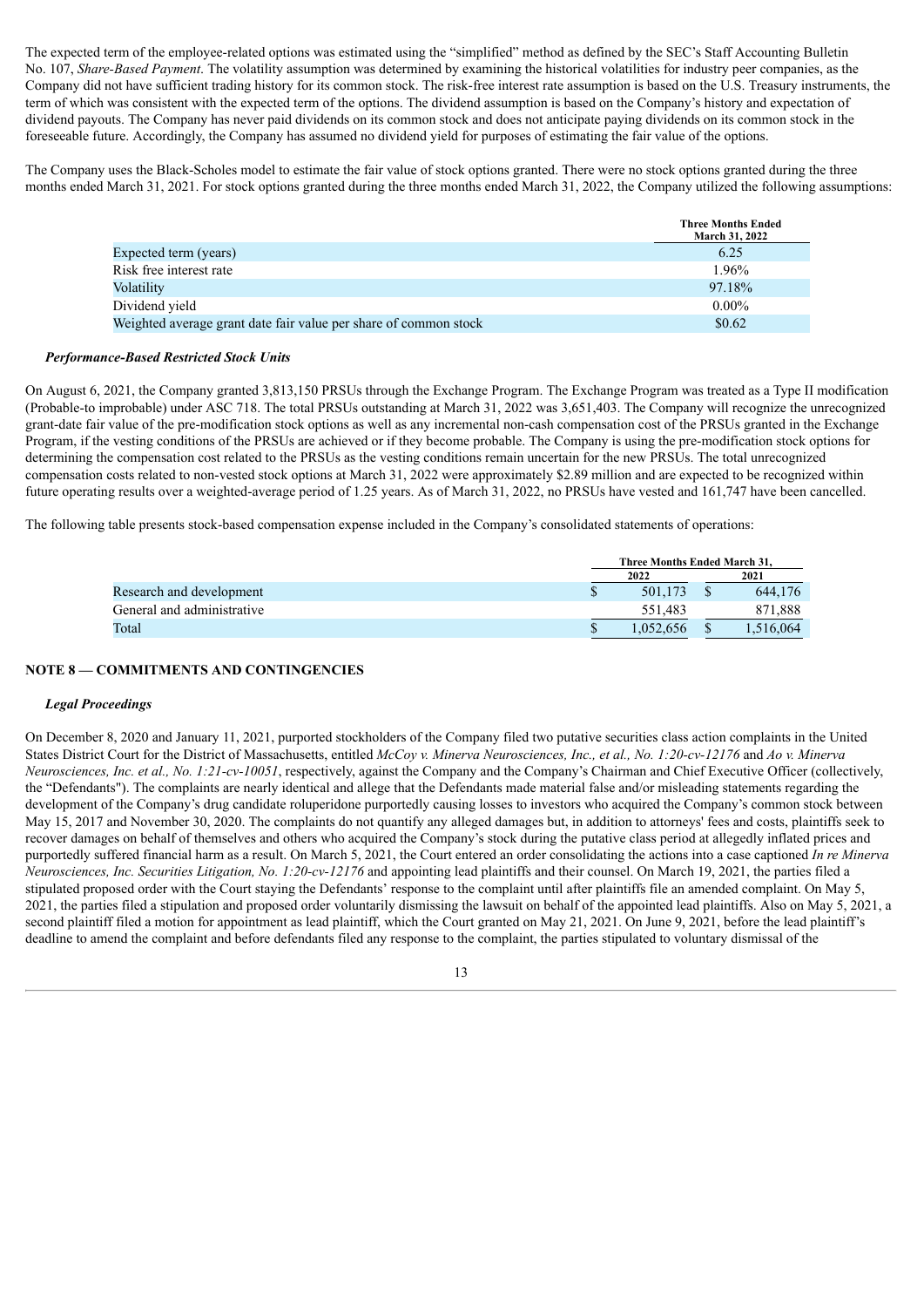The expected term of the employee-related options was estimated using the "simplified" method as defined by the SEC's Staff Accounting Bulletin No. 107, *Share-Based Payment*. The volatility assumption was determined by examining the historical volatilities for industry peer companies, as the Company did not have sufficient trading history for its common stock. The risk-free interest rate assumption is based on the U.S. Treasury instruments, the term of which was consistent with the expected term of the options. The dividend assumption is based on the Company's history and expectation of dividend payouts. The Company has never paid dividends on its common stock and does not anticipate paying dividends on its common stock in the foreseeable future. Accordingly, the Company has assumed no dividend yield for purposes of estimating the fair value of the options.

The Company uses the Black-Scholes model to estimate the fair value of stock options granted. There were no stock options granted during the three months ended March 31, 2021. For stock options granted during the three months ended March 31, 2022, the Company utilized the following assumptions:

| | Three Months Ended March 31, 2022 |
|---|---|
| Expected term (years) | 6.25 |
| Risk free interest rate | 1.96% |
| Volatility | 97.18% |
| Dividend yield | 0.00% |
| Weighted average grant date fair value per share of common stock | $0.62 |

***Performance-Based Restricted Stock Units***

On August 6, 2021, the Company granted 3,813,150 PRSUs through the Exchange Program. The Exchange Program was treated as a Type II modification (Probable-to improbable) under ASC 718. The total PRSUs outstanding at March 31, 2022 was 3,651,403. The Company will recognize the unrecognized grant-date fair value of the pre-modification stock options as well as any incremental non-cash compensation cost of the PRSUs granted in the Exchange Program, if the vesting conditions of the PRSUs are achieved or if they become probable. The Company is using the pre-modification stock options for determining the compensation cost related to the PRSUs as the vesting conditions remain uncertain for the new PRSUs. The total unrecognized compensation costs related to non-vested stock options at March 31, 2022 were approximately $2.89 million and are expected to be recognized within future operating results over a weighted-average period of 1.25 years. As of March 31, 2022, no PRSUs have vested and 161,747 have been cancelled.

The following table presents stock-based compensation expense included in the Company's consolidated statements of operations:

| | Three Months Ended March 31, | |
|---|---|---|
| | 2022 | 2021 |
| Research and development | $ 501,173 | $ 644,176 |
| General and administrative | 551,483 | 871,888 |
| Total | $ 1,052,656 | $ 1,516,064 |

## NOTE 8 — COMMITMENTS AND CONTINGENCIES

***Legal Proceedings***

On December 8, 2020 and January 11, 2021, purported stockholders of the Company filed two putative securities class action complaints in the United States District Court for the District of Massachusetts, entitled *McCoy v. Minerva Neurosciences, Inc., et al., No. 1:20-cv-12176* and *Ao v. Minerva Neurosciences, Inc. et al., No. 1:21-cv-10051*, respectively, against the Company and the Company's Chairman and Chief Executive Officer (collectively, the "Defendants"). The complaints are nearly identical and allege that the Defendants made material false and/or misleading statements regarding the development of the Company's drug candidate roluperidone purportedly causing losses to investors who acquired the Company's common stock between May 15, 2017 and November 30, 2020. The complaints do not quantify any alleged damages but, in addition to attorneys' fees and costs, plaintiffs seek to recover damages on behalf of themselves and others who acquired the Company's stock during the putative class period at allegedly inflated prices and purportedly suffered financial harm as a result. On March 5, 2021, the Court entered an order consolidating the actions into a case captioned *In re Minerva Neurosciences, Inc. Securities Litigation, No. 1:20-cv-12176* and appointing lead plaintiffs and their counsel. On March 19, 2021, the parties filed a stipulated proposed order with the Court staying the Defendants' response to the complaint until after plaintiffs file an amended complaint. On May 5, 2021, the parties filed a stipulation and proposed order voluntarily dismissing the lawsuit on behalf of the appointed lead plaintiffs. Also on May 5, 2021, a second plaintiff filed a motion for appointment as lead plaintiff, which the Court granted on May 21, 2021. On June 9, 2021, before the lead plaintiff's deadline to amend the complaint and before defendants filed any response to the complaint, the parties stipulated to voluntary dismissal of the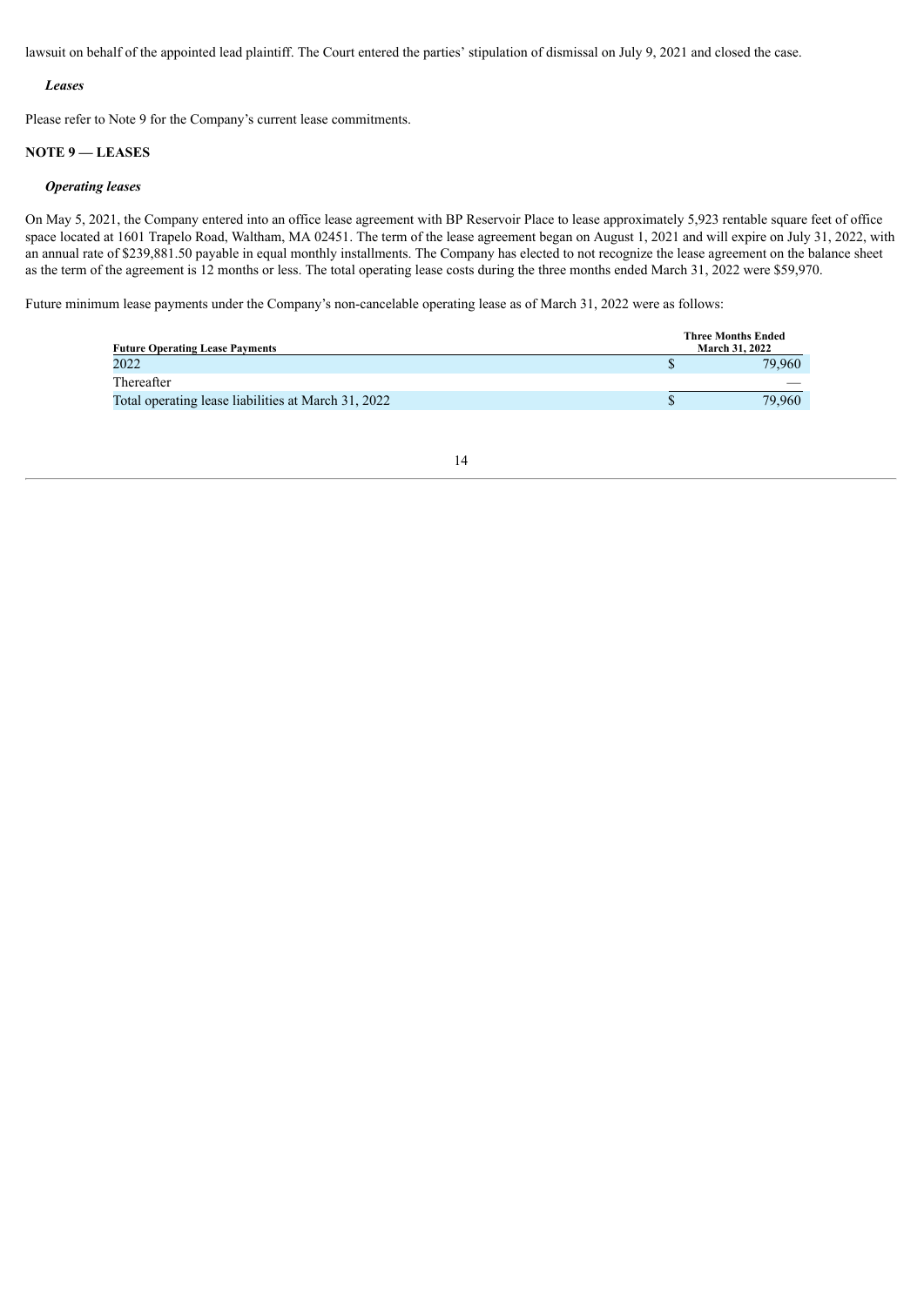lawsuit on behalf of the appointed lead plaintiff. The Court entered the parties' stipulation of dismissal on July 9, 2021 and closed the case.

***Leases***

Please refer to Note 9 for the Company's current lease commitments.

## NOTE 9 — LEASES

***Operating leases***

On May 5, 2021, the Company entered into an office lease agreement with BP Reservoir Place to lease approximately 5,923 rentable square feet of office space located at 1601 Trapelo Road, Waltham, MA 02451. The term of the lease agreement began on August 1, 2021 and will expire on July 31, 2022, with an annual rate of $239,881.50 payable in equal monthly installments. The Company has elected to not recognize the lease agreement on the balance sheet as the term of the agreement is 12 months or less. The total operating lease costs during the three months ended March 31, 2022 were $59,970.

Future minimum lease payments under the Company's non-cancelable operating lease as of March 31, 2022 were as follows:

| Future Operating Lease Payments | Three Months Ended March 31, 2022 |
|---|---|
| 2022 | $ 79,960 |
| Thereafter | — |
| Total operating lease liabilities at March 31, 2022 | $ 79,960 |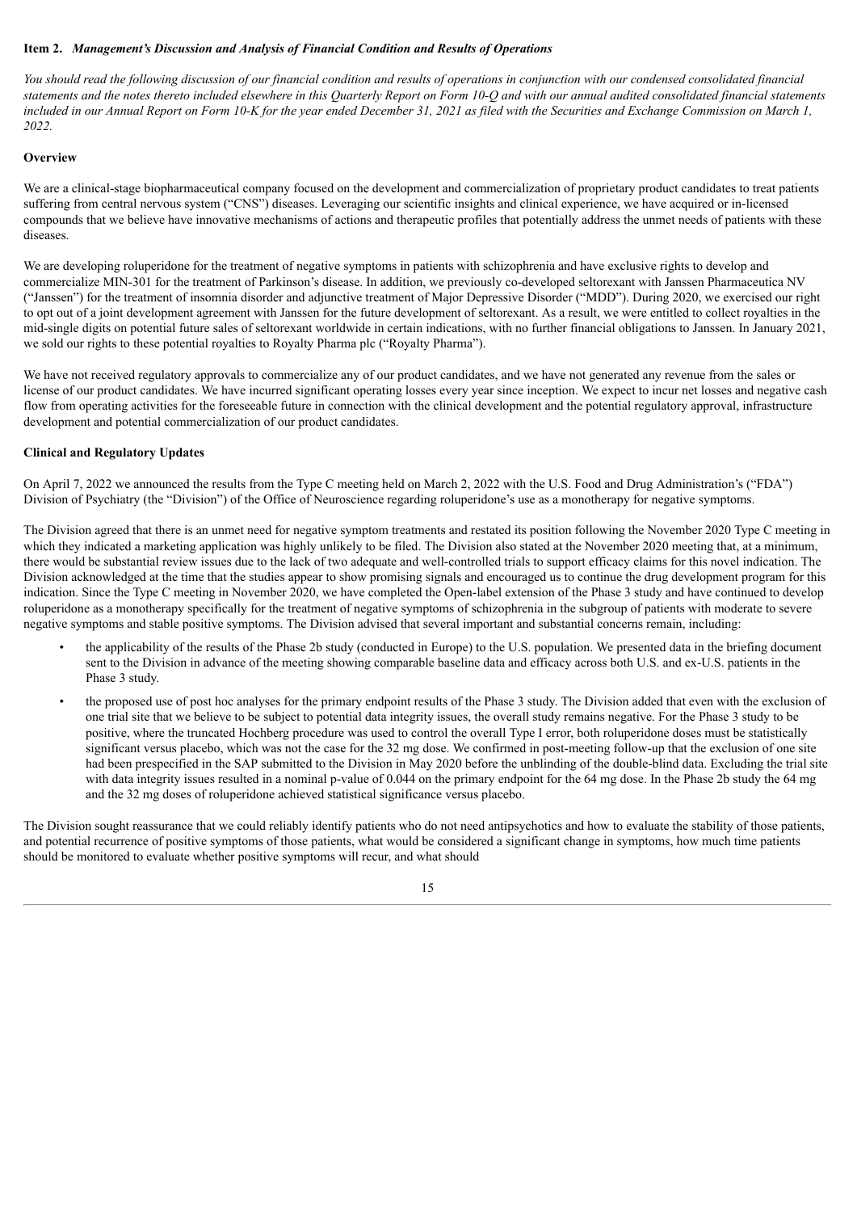**Item 2.** ***Management's Discussion and Analysis of Financial Condition and Results of Operations***

*You should read the following discussion of our financial condition and results of operations in conjunction with our condensed consolidated financial statements and the notes thereto included elsewhere in this Quarterly Report on Form 10-Q and with our annual audited consolidated financial statements included in our Annual Report on Form 10-K for the year ended December 31, 2021 as filed with the Securities and Exchange Commission on March 1, 2022.*

**Overview**

We are a clinical-stage biopharmaceutical company focused on the development and commercialization of proprietary product candidates to treat patients suffering from central nervous system ("CNS") diseases. Leveraging our scientific insights and clinical experience, we have acquired or in-licensed compounds that we believe have innovative mechanisms of actions and therapeutic profiles that potentially address the unmet needs of patients with these diseases.

We are developing roluperidone for the treatment of negative symptoms in patients with schizophrenia and have exclusive rights to develop and commercialize MIN-301 for the treatment of Parkinson's disease. In addition, we previously co-developed seltorexant with Janssen Pharmaceutica NV ("Janssen") for the treatment of insomnia disorder and adjunctive treatment of Major Depressive Disorder ("MDD"). During 2020, we exercised our right to opt out of a joint development agreement with Janssen for the future development of seltorexant. As a result, we were entitled to collect royalties in the mid-single digits on potential future sales of seltorexant worldwide in certain indications, with no further financial obligations to Janssen. In January 2021, we sold our rights to these potential royalties to Royalty Pharma plc ("Royalty Pharma").

We have not received regulatory approvals to commercialize any of our product candidates, and we have not generated any revenue from the sales or license of our product candidates. We have incurred significant operating losses every year since inception. We expect to incur net losses and negative cash flow from operating activities for the foreseeable future in connection with the clinical development and the potential regulatory approval, infrastructure development and potential commercialization of our product candidates.

**Clinical and Regulatory Updates**

On April 7, 2022 we announced the results from the Type C meeting held on March 2, 2022 with the U.S. Food and Drug Administration's ("FDA") Division of Psychiatry (the "Division") of the Office of Neuroscience regarding roluperidone's use as a monotherapy for negative symptoms.

The Division agreed that there is an unmet need for negative symptom treatments and restated its position following the November 2020 Type C meeting in which they indicated a marketing application was highly unlikely to be filed. The Division also stated at the November 2020 meeting that, at a minimum, there would be substantial review issues due to the lack of two adequate and well-controlled trials to support efficacy claims for this novel indication. The Division acknowledged at the time that the studies appear to show promising signals and encouraged us to continue the drug development program for this indication. Since the Type C meeting in November 2020, we have completed the Open-label extension of the Phase 3 study and have continued to develop roluperidone as a monotherapy specifically for the treatment of negative symptoms of schizophrenia in the subgroup of patients with moderate to severe negative symptoms and stable positive symptoms. The Division advised that several important and substantial concerns remain, including:

- the applicability of the results of the Phase 2b study (conducted in Europe) to the U.S. population. We presented data in the briefing document sent to the Division in advance of the meeting showing comparable baseline data and efficacy across both U.S. and ex-U.S. patients in the Phase 3 study.
- the proposed use of post hoc analyses for the primary endpoint results of the Phase 3 study. The Division added that even with the exclusion of one trial site that we believe to be subject to potential data integrity issues, the overall study remains negative. For the Phase 3 study to be positive, where the truncated Hochberg procedure was used to control the overall Type I error, both roluperidone doses must be statistically significant versus placebo, which was not the case for the 32 mg dose. We confirmed in post-meeting follow-up that the exclusion of one site had been prespecified in the SAP submitted to the Division in May 2020 before the unblinding of the double-blind data. Excluding the trial site with data integrity issues resulted in a nominal p-value of 0.044 on the primary endpoint for the 64 mg dose. In the Phase 2b study the 64 mg and the 32 mg doses of roluperidone achieved statistical significance versus placebo.

The Division sought reassurance that we could reliably identify patients who do not need antipsychotics and how to evaluate the stability of those patients, and potential recurrence of positive symptoms of those patients, what would be considered a significant change in symptoms, how much time patients should be monitored to evaluate whether positive symptoms will recur, and what should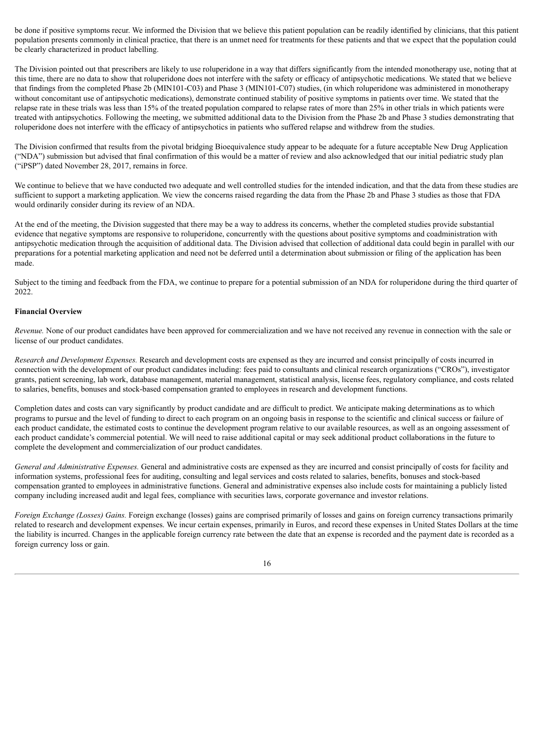be done if positive symptoms recur. We informed the Division that we believe this patient population can be readily identified by clinicians, that this patient population presents commonly in clinical practice, that there is an unmet need for treatments for these patients and that we expect that the population could be clearly characterized in product labelling.

The Division pointed out that prescribers are likely to use roluperidone in a way that differs significantly from the intended monotherapy use, noting that at this time, there are no data to show that roluperidone does not interfere with the safety or efficacy of antipsychotic medications. We stated that we believe that findings from the completed Phase 2b (MIN101-C03) and Phase 3 (MIN101-C07) studies, (in which roluperidone was administered in monotherapy without concomitant use of antipsychotic medications), demonstrate continued stability of positive symptoms in patients over time. We stated that the relapse rate in these trials was less than 15% of the treated population compared to relapse rates of more than 25% in other trials in which patients were treated with antipsychotics. Following the meeting, we submitted additional data to the Division from the Phase 2b and Phase 3 studies demonstrating that roluperidone does not interfere with the efficacy of antipsychotics in patients who suffered relapse and withdrew from the studies.

The Division confirmed that results from the pivotal bridging Bioequivalence study appear to be adequate for a future acceptable New Drug Application ("NDA") submission but advised that final confirmation of this would be a matter of review and also acknowledged that our initial pediatric study plan ("iPSP") dated November 28, 2017, remains in force.

We continue to believe that we have conducted two adequate and well controlled studies for the intended indication, and that the data from these studies are sufficient to support a marketing application. We view the concerns raised regarding the data from the Phase 2b and Phase 3 studies as those that FDA would ordinarily consider during its review of an NDA.

At the end of the meeting, the Division suggested that there may be a way to address its concerns, whether the completed studies provide substantial evidence that negative symptoms are responsive to roluperidone, concurrently with the questions about positive symptoms and coadministration with antipsychotic medication through the acquisition of additional data. The Division advised that collection of additional data could begin in parallel with our preparations for a potential marketing application and need not be deferred until a determination about submission or filing of the application has been made.

Subject to the timing and feedback from the FDA, we continue to prepare for a potential submission of an NDA for roluperidone during the third quarter of 2022.

**Financial Overview**

*Revenue.* None of our product candidates have been approved for commercialization and we have not received any revenue in connection with the sale or license of our product candidates.

*Research and Development Expenses.* Research and development costs are expensed as they are incurred and consist principally of costs incurred in connection with the development of our product candidates including: fees paid to consultants and clinical research organizations ("CROs"), investigator grants, patient screening, lab work, database management, material management, statistical analysis, license fees, regulatory compliance, and costs related to salaries, benefits, bonuses and stock-based compensation granted to employees in research and development functions.

Completion dates and costs can vary significantly by product candidate and are difficult to predict. We anticipate making determinations as to which programs to pursue and the level of funding to direct to each program on an ongoing basis in response to the scientific and clinical success or failure of each product candidate, the estimated costs to continue the development program relative to our available resources, as well as an ongoing assessment of each product candidate's commercial potential. We will need to raise additional capital or may seek additional product collaborations in the future to complete the development and commercialization of our product candidates.

*General and Administrative Expenses.* General and administrative costs are expensed as they are incurred and consist principally of costs for facility and information systems, professional fees for auditing, consulting and legal services and costs related to salaries, benefits, bonuses and stock-based compensation granted to employees in administrative functions. General and administrative expenses also include costs for maintaining a publicly listed company including increased audit and legal fees, compliance with securities laws, corporate governance and investor relations.

*Foreign Exchange (Losses) Gains.* Foreign exchange (losses) gains are comprised primarily of losses and gains on foreign currency transactions primarily related to research and development expenses. We incur certain expenses, primarily in Euros, and record these expenses in United States Dollars at the time the liability is incurred. Changes in the applicable foreign currency rate between the date that an expense is recorded and the payment date is recorded as a foreign currency loss or gain.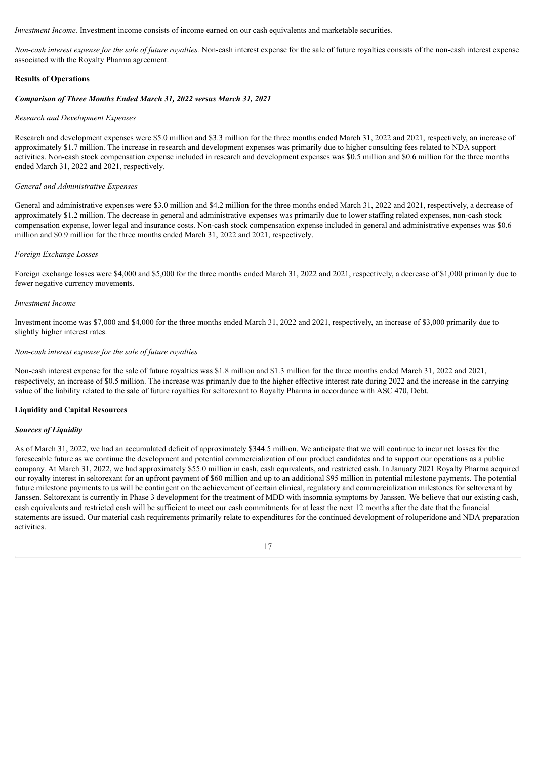*Investment Income.* Investment income consists of income earned on our cash equivalents and marketable securities.

*Non-cash interest expense for the sale of future royalties.* Non-cash interest expense for the sale of future royalties consists of the non-cash interest expense associated with the Royalty Pharma agreement.

**Results of Operations**

***Comparison of Three Months Ended March 31, 2022 versus March 31, 2021***

*Research and Development Expenses*

Research and development expenses were $5.0 million and $3.3 million for the three months ended March 31, 2022 and 2021, respectively, an increase of approximately $1.7 million. The increase in research and development expenses was primarily due to higher consulting fees related to NDA support activities. Non-cash stock compensation expense included in research and development expenses was $0.5 million and $0.6 million for the three months ended March 31, 2022 and 2021, respectively.

*General and Administrative Expenses*

General and administrative expenses were $3.0 million and $4.2 million for the three months ended March 31, 2022 and 2021, respectively, a decrease of approximately $1.2 million. The decrease in general and administrative expenses was primarily due to lower staffing related expenses, non-cash stock compensation expense, lower legal and insurance costs. Non-cash stock compensation expense included in general and administrative expenses was $0.6 million and $0.9 million for the three months ended March 31, 2022 and 2021, respectively.

*Foreign Exchange Losses*

Foreign exchange losses were $4,000 and $5,000 for the three months ended March 31, 2022 and 2021, respectively, a decrease of $1,000 primarily due to fewer negative currency movements.

*Investment Income*

Investment income was $7,000 and $4,000 for the three months ended March 31, 2022 and 2021, respectively, an increase of $3,000 primarily due to slightly higher interest rates.

*Non-cash interest expense for the sale of future royalties*

Non-cash interest expense for the sale of future royalties was $1.8 million and $1.3 million for the three months ended March 31, 2022 and 2021, respectively, an increase of $0.5 million. The increase was primarily due to the higher effective interest rate during 2022 and the increase in the carrying value of the liability related to the sale of future royalties for seltorexant to Royalty Pharma in accordance with ASC 470, Debt.

**Liquidity and Capital Resources**

***Sources of Liquidity***

As of March 31, 2022, we had an accumulated deficit of approximately $344.5 million. We anticipate that we will continue to incur net losses for the foreseeable future as we continue the development and potential commercialization of our product candidates and to support our operations as a public company. At March 31, 2022, we had approximately $55.0 million in cash, cash equivalents, and restricted cash. In January 2021 Royalty Pharma acquired our royalty interest in seltorexant for an upfront payment of $60 million and up to an additional $95 million in potential milestone payments. The potential future milestone payments to us will be contingent on the achievement of certain clinical, regulatory and commercialization milestones for seltorexant by Janssen. Seltorexant is currently in Phase 3 development for the treatment of MDD with insomnia symptoms by Janssen. We believe that our existing cash, cash equivalents and restricted cash will be sufficient to meet our cash commitments for at least the next 12 months after the date that the financial statements are issued. Our material cash requirements primarily relate to expenditures for the continued development of roluperidone and NDA preparation activities.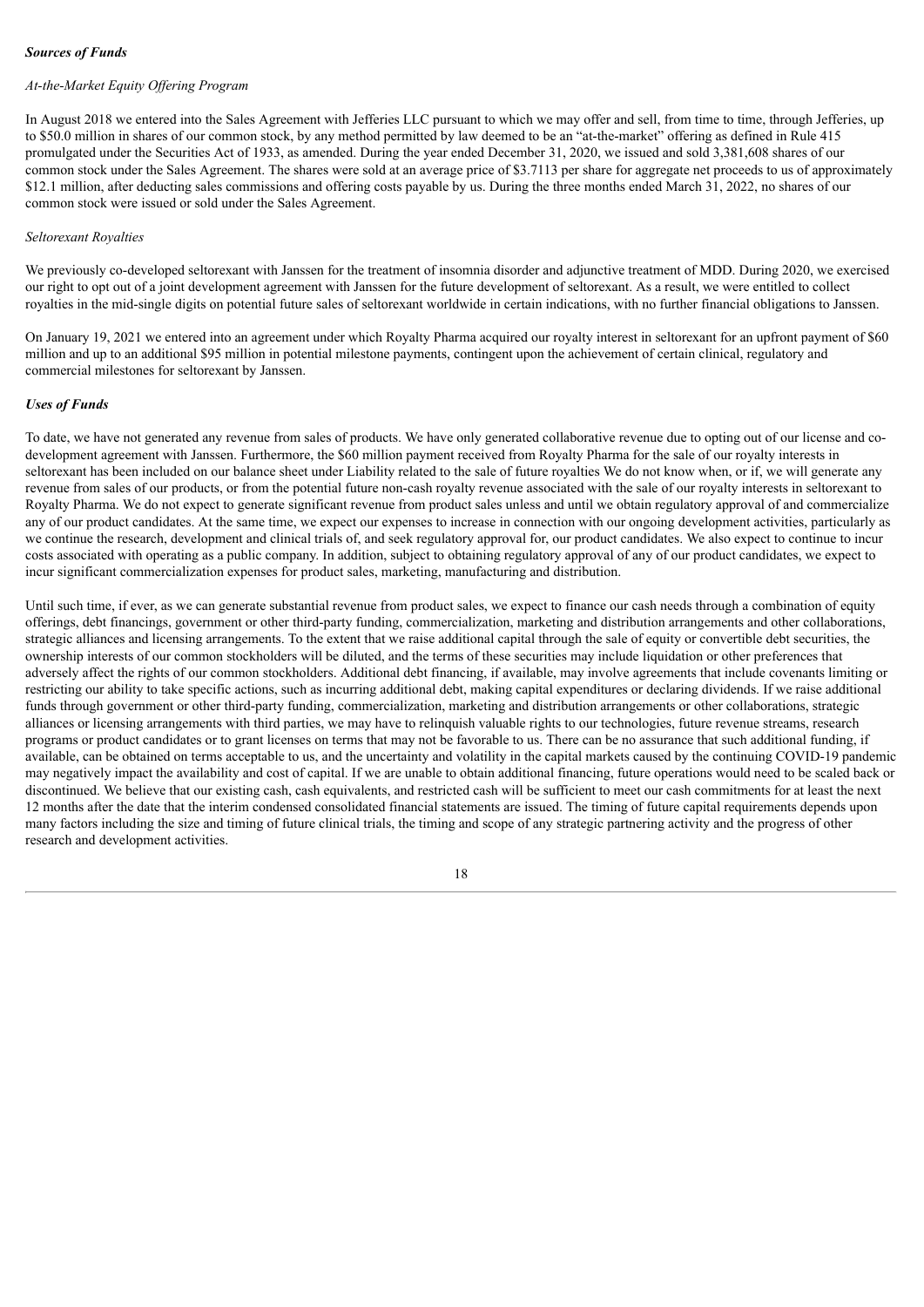***Sources of Funds***

*At-the-Market Equity Offering Program*

In August 2018 we entered into the Sales Agreement with Jefferies LLC pursuant to which we may offer and sell, from time to time, through Jefferies, up to $50.0 million in shares of our common stock, by any method permitted by law deemed to be an "at-the-market" offering as defined in Rule 415 promulgated under the Securities Act of 1933, as amended. During the year ended December 31, 2020, we issued and sold 3,381,608 shares of our common stock under the Sales Agreement. The shares were sold at an average price of $3.7113 per share for aggregate net proceeds to us of approximately $12.1 million, after deducting sales commissions and offering costs payable by us. During the three months ended March 31, 2022, no shares of our common stock were issued or sold under the Sales Agreement.

*Seltorexant Royalties*

We previously co-developed seltorexant with Janssen for the treatment of insomnia disorder and adjunctive treatment of MDD. During 2020, we exercised our right to opt out of a joint development agreement with Janssen for the future development of seltorexant. As a result, we were entitled to collect royalties in the mid-single digits on potential future sales of seltorexant worldwide in certain indications, with no further financial obligations to Janssen.

On January 19, 2021 we entered into an agreement under which Royalty Pharma acquired our royalty interest in seltorexant for an upfront payment of $60 million and up to an additional $95 million in potential milestone payments, contingent upon the achievement of certain clinical, regulatory and commercial milestones for seltorexant by Janssen.

***Uses of Funds***

To date, we have not generated any revenue from sales of products. We have only generated collaborative revenue due to opting out of our license and co-development agreement with Janssen. Furthermore, the $60 million payment received from Royalty Pharma for the sale of our royalty interests in seltorexant has been included on our balance sheet under Liability related to the sale of future royalties We do not know when, or if, we will generate any revenue from sales of our products, or from the potential future non-cash royalty revenue associated with the sale of our royalty interests in seltorexant to Royalty Pharma. We do not expect to generate significant revenue from product sales unless and until we obtain regulatory approval of and commercialize any of our product candidates. At the same time, we expect our expenses to increase in connection with our ongoing development activities, particularly as we continue the research, development and clinical trials of, and seek regulatory approval for, our product candidates. We also expect to continue to incur costs associated with operating as a public company. In addition, subject to obtaining regulatory approval of any of our product candidates, we expect to incur significant commercialization expenses for product sales, marketing, manufacturing and distribution.

Until such time, if ever, as we can generate substantial revenue from product sales, we expect to finance our cash needs through a combination of equity offerings, debt financings, government or other third-party funding, commercialization, marketing and distribution arrangements and other collaborations, strategic alliances and licensing arrangements. To the extent that we raise additional capital through the sale of equity or convertible debt securities, the ownership interests of our common stockholders will be diluted, and the terms of these securities may include liquidation or other preferences that adversely affect the rights of our common stockholders. Additional debt financing, if available, may involve agreements that include covenants limiting or restricting our ability to take specific actions, such as incurring additional debt, making capital expenditures or declaring dividends. If we raise additional funds through government or other third-party funding, commercialization, marketing and distribution arrangements or other collaborations, strategic alliances or licensing arrangements with third parties, we may have to relinquish valuable rights to our technologies, future revenue streams, research programs or product candidates or to grant licenses on terms that may not be favorable to us. There can be no assurance that such additional funding, if available, can be obtained on terms acceptable to us, and the uncertainty and volatility in the capital markets caused by the continuing COVID-19 pandemic may negatively impact the availability and cost of capital. If we are unable to obtain additional financing, future operations would need to be scaled back or discontinued. We believe that our existing cash, cash equivalents, and restricted cash will be sufficient to meet our cash commitments for at least the next 12 months after the date that the interim condensed consolidated financial statements are issued. The timing of future capital requirements depends upon many factors including the size and timing of future clinical trials, the timing and scope of any strategic partnering activity and the progress of other research and development activities.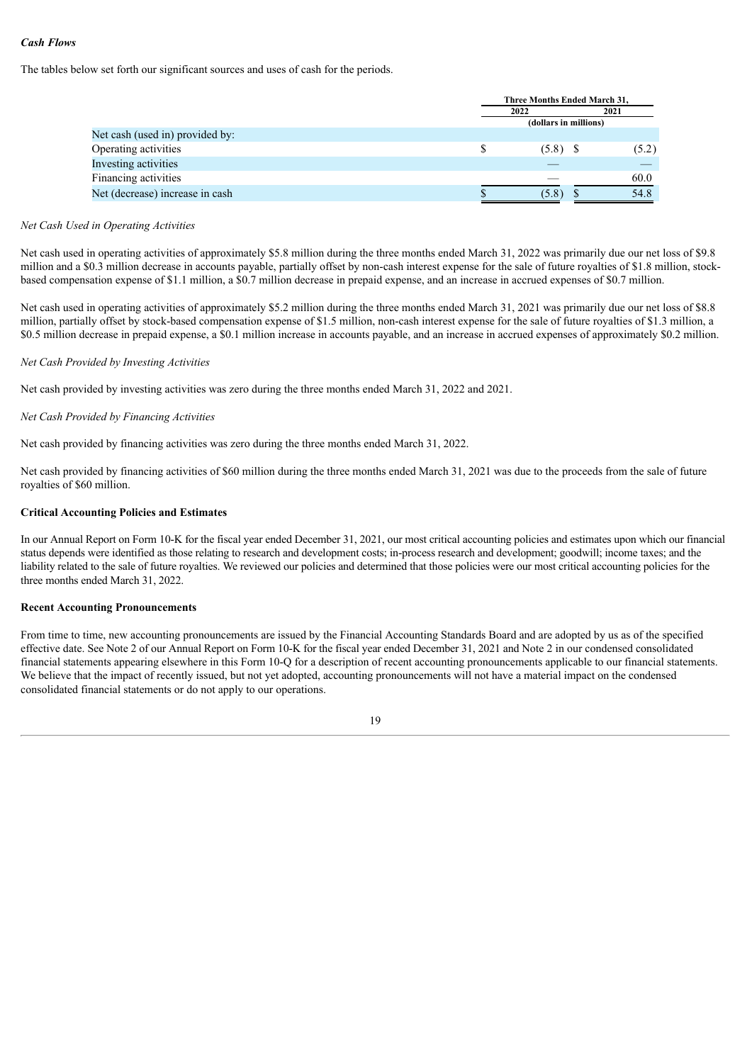***Cash Flows***

The tables below set forth our significant sources and uses of cash for the periods.

| | Three Months Ended March 31, | |
|---|---|---|
| | 2022 | 2021 |
| | (dollars in millions) | |
| Net cash (used in) provided by: | | |
| Operating activities | $ (5.8) | $ (5.2) |
| Investing activities | — | — |
| Financing activities | — | 60.0 |
| Net (decrease) increase in cash | $ (5.8) | $ 54.8 |

*Net Cash Used in Operating Activities*

Net cash used in operating activities of approximately $5.8 million during the three months ended March 31, 2022 was primarily due our net loss of $9.8 million and a $0.3 million decrease in accounts payable, partially offset by non-cash interest expense for the sale of future royalties of $1.8 million, stock-based compensation expense of $1.1 million, a $0.7 million decrease in prepaid expense, and an increase in accrued expenses of $0.7 million.

Net cash used in operating activities of approximately $5.2 million during the three months ended March 31, 2021 was primarily due our net loss of $8.8 million, partially offset by stock-based compensation expense of $1.5 million, non-cash interest expense for the sale of future royalties of $1.3 million, a $0.5 million decrease in prepaid expense, a $0.1 million increase in accounts payable, and an increase in accrued expenses of approximately $0.2 million.

*Net Cash Provided by Investing Activities*

Net cash provided by investing activities was zero during the three months ended March 31, 2022 and 2021.

*Net Cash Provided by Financing Activities*

Net cash provided by financing activities was zero during the three months ended March 31, 2022.

Net cash provided by financing activities of $60 million during the three months ended March 31, 2021 was due to the proceeds from the sale of future royalties of $60 million.

**Critical Accounting Policies and Estimates**

In our Annual Report on Form 10-K for the fiscal year ended December 31, 2021, our most critical accounting policies and estimates upon which our financial status depends were identified as those relating to research and development costs; in-process research and development; goodwill; income taxes; and the liability related to the sale of future royalties. We reviewed our policies and determined that those policies were our most critical accounting policies for the three months ended March 31, 2022.

**Recent Accounting Pronouncements**

From time to time, new accounting pronouncements are issued by the Financial Accounting Standards Board and are adopted by us as of the specified effective date. See Note 2 of our Annual Report on Form 10-K for the fiscal year ended December 31, 2021 and Note 2 in our condensed consolidated financial statements appearing elsewhere in this Form 10-Q for a description of recent accounting pronouncements applicable to our financial statements. We believe that the impact of recently issued, but not yet adopted, accounting pronouncements will not have a material impact on the condensed consolidated financial statements or do not apply to our operations.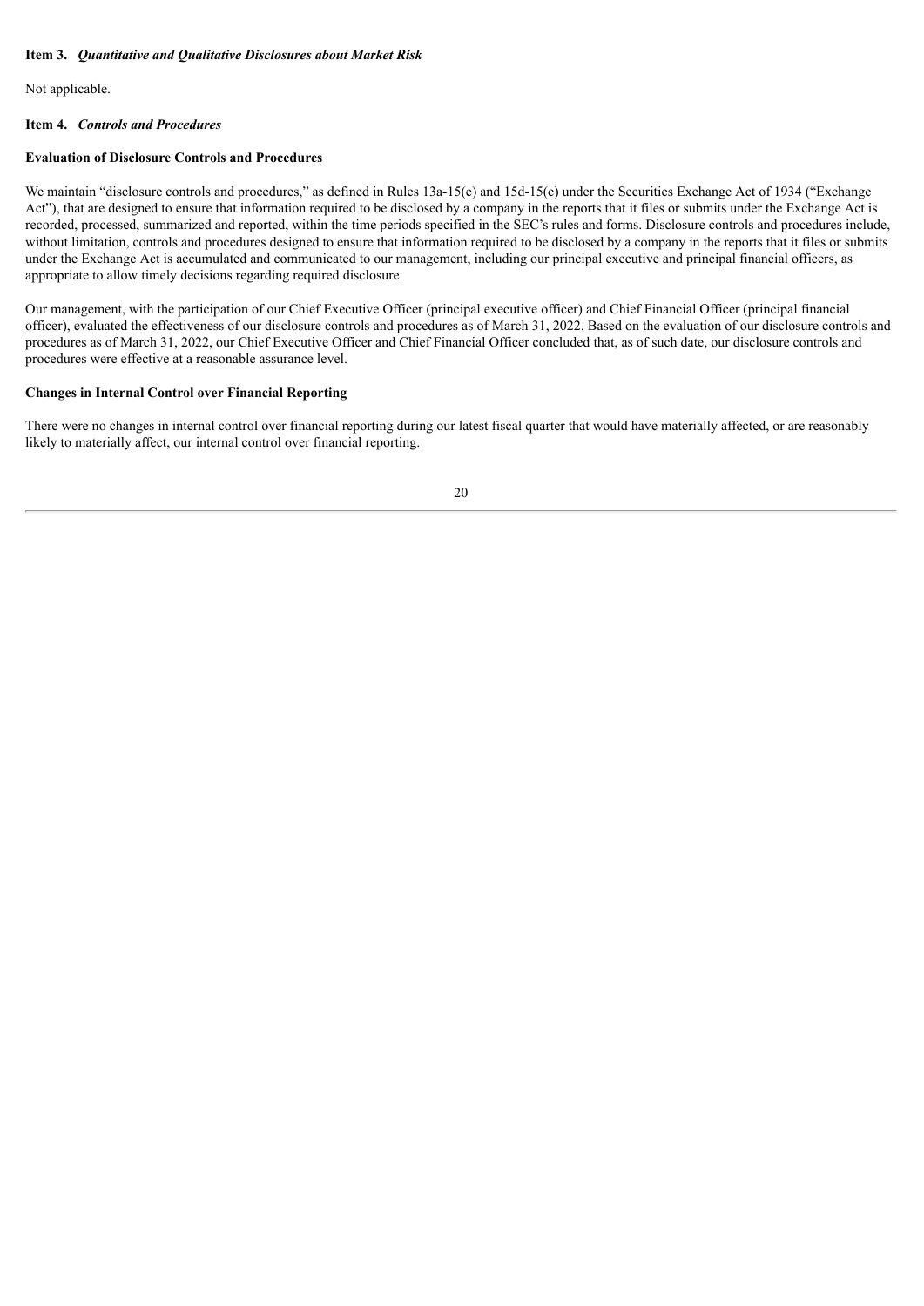### Item 3. *Quantitative and Qualitative Disclosures about Market Risk*

Not applicable.

### Item 4. *Controls and Procedures*

**Evaluation of Disclosure Controls and Procedures**

We maintain "disclosure controls and procedures," as defined in Rules 13a-15(e) and 15d-15(e) under the Securities Exchange Act of 1934 ("Exchange Act"), that are designed to ensure that information required to be disclosed by a company in the reports that it files or submits under the Exchange Act is recorded, processed, summarized and reported, within the time periods specified in the SEC's rules and forms. Disclosure controls and procedures include, without limitation, controls and procedures designed to ensure that information required to be disclosed by a company in the reports that it files or submits under the Exchange Act is accumulated and communicated to our management, including our principal executive and principal financial officers, as appropriate to allow timely decisions regarding required disclosure.

Our management, with the participation of our Chief Executive Officer (principal executive officer) and Chief Financial Officer (principal financial officer), evaluated the effectiveness of our disclosure controls and procedures as of March 31, 2022. Based on the evaluation of our disclosure controls and procedures as of March 31, 2022, our Chief Executive Officer and Chief Financial Officer concluded that, as of such date, our disclosure controls and procedures were effective at a reasonable assurance level.

**Changes in Internal Control over Financial Reporting**

There were no changes in internal control over financial reporting during our latest fiscal quarter that would have materially affected, or are reasonably likely to materially affect, our internal control over financial reporting.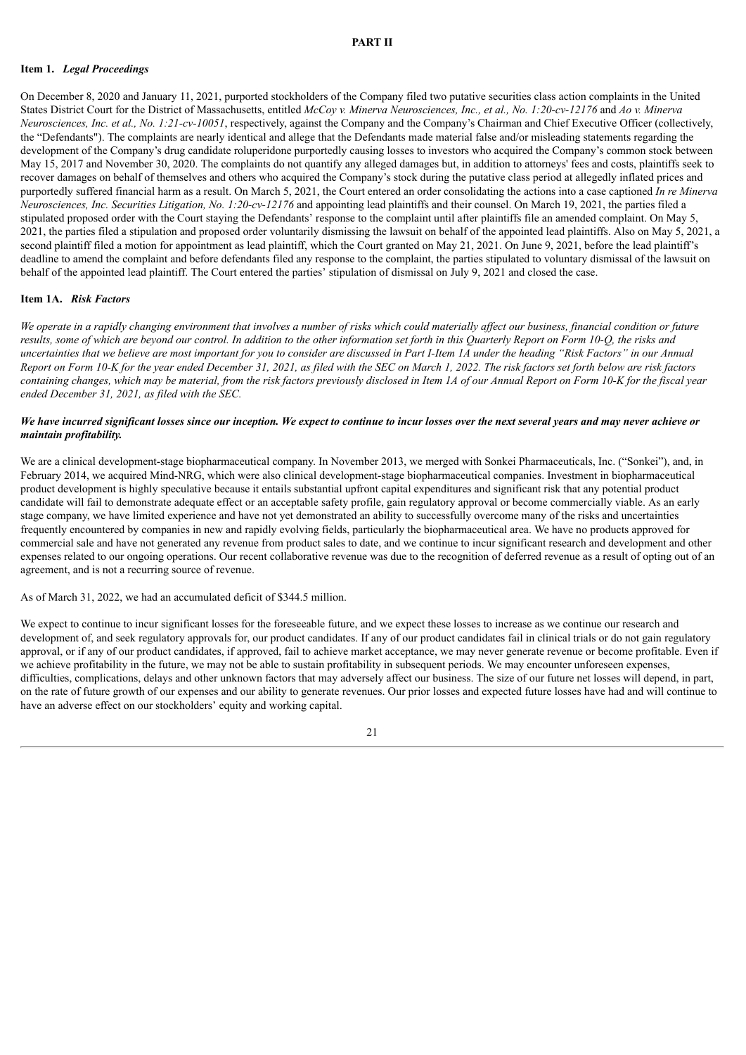# PART II

## Item 1. *Legal Proceedings*

On December 8, 2020 and January 11, 2021, purported stockholders of the Company filed two putative securities class action complaints in the United States District Court for the District of Massachusetts, entitled *McCoy v. Minerva Neurosciences, Inc., et al., No. 1:20-cv-12176* and *Ao v. Minerva Neurosciences, Inc. et al., No. 1:21-cv-10051*, respectively, against the Company and the Company's Chairman and Chief Executive Officer (collectively, the "Defendants"). The complaints are nearly identical and allege that the Defendants made material false and/or misleading statements regarding the development of the Company's drug candidate roluperidone purportedly causing losses to investors who acquired the Company's common stock between May 15, 2017 and November 30, 2020. The complaints do not quantify any alleged damages but, in addition to attorneys' fees and costs, plaintiffs seek to recover damages on behalf of themselves and others who acquired the Company's stock during the putative class period at allegedly inflated prices and purportedly suffered financial harm as a result. On March 5, 2021, the Court entered an order consolidating the actions into a case captioned *In re Minerva Neurosciences, Inc. Securities Litigation, No. 1:20-cv-12176* and appointing lead plaintiffs and their counsel. On March 19, 2021, the parties filed a stipulated proposed order with the Court staying the Defendants' response to the complaint until after plaintiffs file an amended complaint. On May 5, 2021, the parties filed a stipulation and proposed order voluntarily dismissing the lawsuit on behalf of the appointed lead plaintiffs. Also on May 5, 2021, a second plaintiff filed a motion for appointment as lead plaintiff, which the Court granted on May 21, 2021. On June 9, 2021, before the lead plaintiff's deadline to amend the complaint and before defendants filed any response to the complaint, the parties stipulated to voluntary dismissal of the lawsuit on behalf of the appointed lead plaintiff. The Court entered the parties' stipulation of dismissal on July 9, 2021 and closed the case.

## Item 1A. *Risk Factors*

*We operate in a rapidly changing environment that involves a number of risks which could materially affect our business, financial condition or future results, some of which are beyond our control. In addition to the other information set forth in this Quarterly Report on Form 10-Q, the risks and uncertainties that we believe are most important for you to consider are discussed in Part I-Item 1A under the heading "Risk Factors" in our Annual Report on Form 10-K for the year ended December 31, 2021, as filed with the SEC on March 1, 2022. The risk factors set forth below are risk factors containing changes, which may be material, from the risk factors previously disclosed in Item 1A of our Annual Report on Form 10-K for the fiscal year ended December 31, 2021, as filed with the SEC.*

***We have incurred significant losses since our inception. We expect to continue to incur losses over the next several years and may never achieve or maintain profitability.***

We are a clinical development-stage biopharmaceutical company. In November 2013, we merged with Sonkei Pharmaceuticals, Inc. ("Sonkei"), and, in February 2014, we acquired Mind-NRG, which were also clinical development-stage biopharmaceutical companies. Investment in biopharmaceutical product development is highly speculative because it entails substantial upfront capital expenditures and significant risk that any potential product candidate will fail to demonstrate adequate effect or an acceptable safety profile, gain regulatory approval or become commercially viable. As an early stage company, we have limited experience and have not yet demonstrated an ability to successfully overcome many of the risks and uncertainties frequently encountered by companies in new and rapidly evolving fields, particularly the biopharmaceutical area. We have no products approved for commercial sale and have not generated any revenue from product sales to date, and we continue to incur significant research and development and other expenses related to our ongoing operations. Our recent collaborative revenue was due to the recognition of deferred revenue as a result of opting out of an agreement, and is not a recurring source of revenue.

As of March 31, 2022, we had an accumulated deficit of $344.5 million.

We expect to continue to incur significant losses for the foreseeable future, and we expect these losses to increase as we continue our research and development of, and seek regulatory approvals for, our product candidates. If any of our product candidates fail in clinical trials or do not gain regulatory approval, or if any of our product candidates, if approved, fail to achieve market acceptance, we may never generate revenue or become profitable. Even if we achieve profitability in the future, we may not be able to sustain profitability in subsequent periods. We may encounter unforeseen expenses, difficulties, complications, delays and other unknown factors that may adversely affect our business. The size of our future net losses will depend, in part, on the rate of future growth of our expenses and our ability to generate revenues. Our prior losses and expected future losses have had and will continue to have an adverse effect on our stockholders' equity and working capital.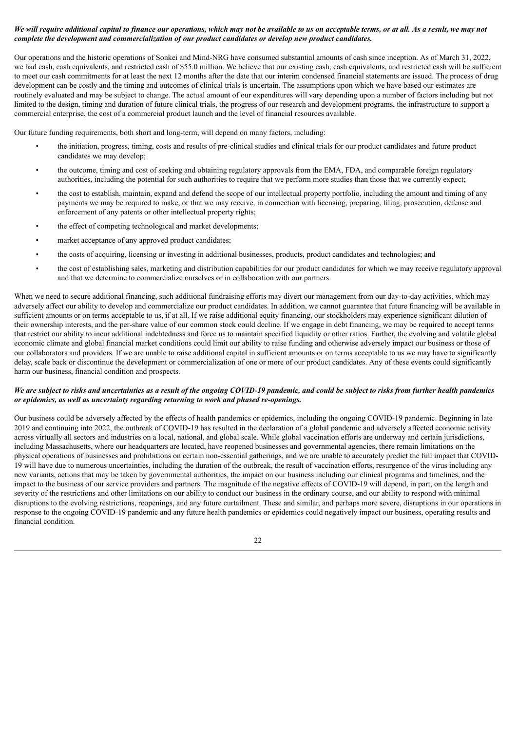***We will require additional capital to finance our operations, which may not be available to us on acceptable terms, or at all. As a result, we may not complete the development and commercialization of our product candidates or develop new product candidates.***

Our operations and the historic operations of Sonkei and Mind-NRG have consumed substantial amounts of cash since inception. As of March 31, 2022, we had cash, cash equivalents, and restricted cash of $55.0 million. We believe that our existing cash, cash equivalents, and restricted cash will be sufficient to meet our cash commitments for at least the next 12 months after the date that our interim condensed financial statements are issued. The process of drug development can be costly and the timing and outcomes of clinical trials is uncertain. The assumptions upon which we have based our estimates are routinely evaluated and may be subject to change. The actual amount of our expenditures will vary depending upon a number of factors including but not limited to the design, timing and duration of future clinical trials, the progress of our research and development programs, the infrastructure to support a commercial enterprise, the cost of a commercial product launch and the level of financial resources available.

Our future funding requirements, both short and long-term, will depend on many factors, including:

- the initiation, progress, timing, costs and results of pre-clinical studies and clinical trials for our product candidates and future product candidates we may develop;
- the outcome, timing and cost of seeking and obtaining regulatory approvals from the EMA, FDA, and comparable foreign regulatory authorities, including the potential for such authorities to require that we perform more studies than those that we currently expect;
- the cost to establish, maintain, expand and defend the scope of our intellectual property portfolio, including the amount and timing of any payments we may be required to make, or that we may receive, in connection with licensing, preparing, filing, prosecution, defense and enforcement of any patents or other intellectual property rights;
- the effect of competing technological and market developments;
- market acceptance of any approved product candidates;
- the costs of acquiring, licensing or investing in additional businesses, products, product candidates and technologies; and
- the cost of establishing sales, marketing and distribution capabilities for our product candidates for which we may receive regulatory approval and that we determine to commercialize ourselves or in collaboration with our partners.

When we need to secure additional financing, such additional fundraising efforts may divert our management from our day-to-day activities, which may adversely affect our ability to develop and commercialize our product candidates. In addition, we cannot guarantee that future financing will be available in sufficient amounts or on terms acceptable to us, if at all. If we raise additional equity financing, our stockholders may experience significant dilution of their ownership interests, and the per-share value of our common stock could decline. If we engage in debt financing, we may be required to accept terms that restrict our ability to incur additional indebtedness and force us to maintain specified liquidity or other ratios. Further, the evolving and volatile global economic climate and global financial market conditions could limit our ability to raise funding and otherwise adversely impact our business or those of our collaborators and providers. If we are unable to raise additional capital in sufficient amounts or on terms acceptable to us we may have to significantly delay, scale back or discontinue the development or commercialization of one or more of our product candidates. Any of these events could significantly harm our business, financial condition and prospects.

***We are subject to risks and uncertainties as a result of the ongoing COVID-19 pandemic, and could be subject to risks from further health pandemics or epidemics, as well as uncertainty regarding returning to work and phased re-openings.***

Our business could be adversely affected by the effects of health pandemics or epidemics, including the ongoing COVID-19 pandemic. Beginning in late 2019 and continuing into 2022, the outbreak of COVID-19 has resulted in the declaration of a global pandemic and adversely affected economic activity across virtually all sectors and industries on a local, national, and global scale. While global vaccination efforts are underway and certain jurisdictions, including Massachusetts, where our headquarters are located, have reopened businesses and governmental agencies, there remain limitations on the physical operations of businesses and prohibitions on certain non-essential gatherings, and we are unable to accurately predict the full impact that COVID-19 will have due to numerous uncertainties, including the duration of the outbreak, the result of vaccination efforts, resurgence of the virus including any new variants, actions that may be taken by governmental authorities, the impact on our business including our clinical programs and timelines, and the impact to the business of our service providers and partners. The magnitude of the negative effects of COVID-19 will depend, in part, on the length and severity of the restrictions and other limitations on our ability to conduct our business in the ordinary course, and our ability to respond with minimal disruptions to the evolving restrictions, reopenings, and any future curtailment. These and similar, and perhaps more severe, disruptions in our operations in response to the ongoing COVID-19 pandemic and any future health pandemics or epidemics could negatively impact our business, operating results and financial condition.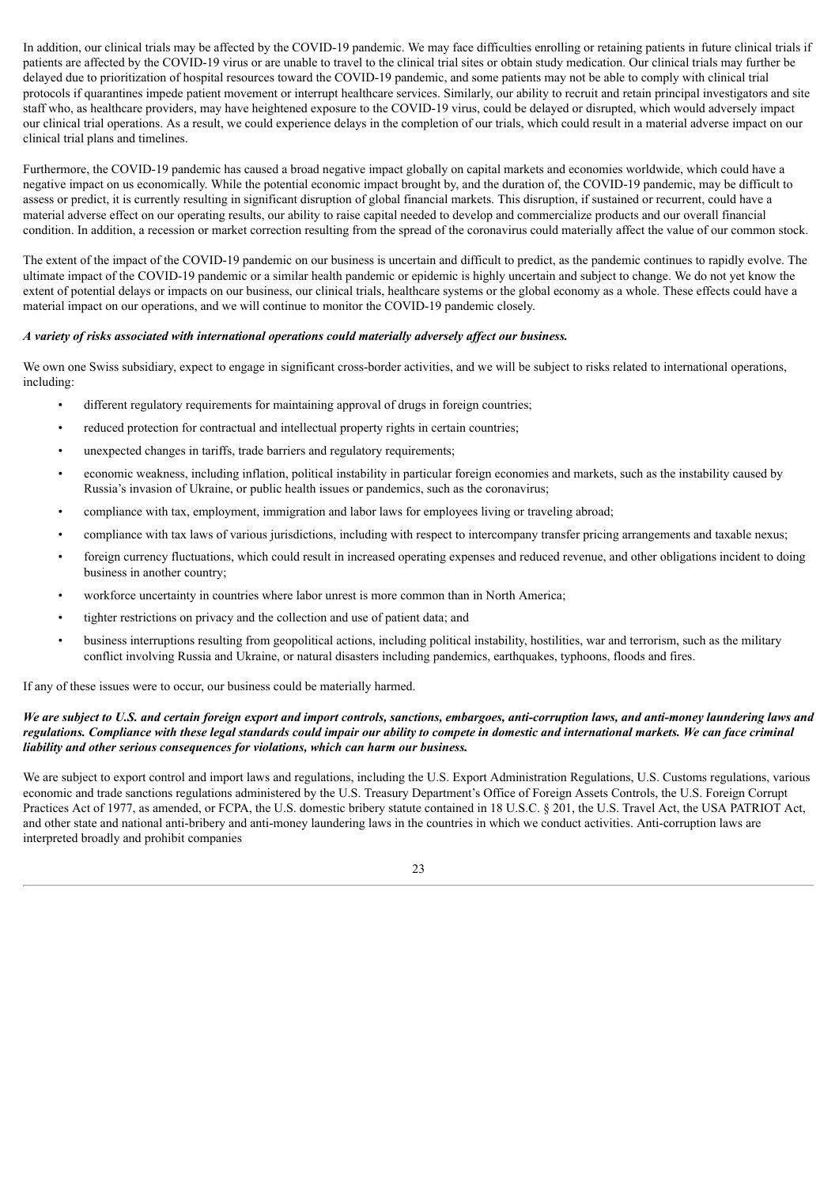In addition, our clinical trials may be affected by the COVID-19 pandemic. We may face difficulties enrolling or retaining patients in future clinical trials if patients are affected by the COVID-19 virus or are unable to travel to the clinical trial sites or obtain study medication. Our clinical trials may further be delayed due to prioritization of hospital resources toward the COVID-19 pandemic, and some patients may not be able to comply with clinical trial protocols if quarantines impede patient movement or interrupt healthcare services. Similarly, our ability to recruit and retain principal investigators and site staff who, as healthcare providers, may have heightened exposure to the COVID-19 virus, could be delayed or disrupted, which would adversely impact our clinical trial operations. As a result, we could experience delays in the completion of our trials, which could result in a material adverse impact on our clinical trial plans and timelines.

Furthermore, the COVID-19 pandemic has caused a broad negative impact globally on capital markets and economies worldwide, which could have a negative impact on us economically. While the potential economic impact brought by, and the duration of, the COVID-19 pandemic, may be difficult to assess or predict, it is currently resulting in significant disruption of global financial markets. This disruption, if sustained or recurrent, could have a material adverse effect on our operating results, our ability to raise capital needed to develop and commercialize products and our overall financial condition. In addition, a recession or market correction resulting from the spread of the coronavirus could materially affect the value of our common stock.

The extent of the impact of the COVID-19 pandemic on our business is uncertain and difficult to predict, as the pandemic continues to rapidly evolve. The ultimate impact of the COVID-19 pandemic or a similar health pandemic or epidemic is highly uncertain and subject to change. We do not yet know the extent of potential delays or impacts on our business, our clinical trials, healthcare systems or the global economy as a whole. These effects could have a material impact on our operations, and we will continue to monitor the COVID-19 pandemic closely.

***A variety of risks associated with international operations could materially adversely affect our business.***

We own one Swiss subsidiary, expect to engage in significant cross-border activities, and we will be subject to risks related to international operations, including:

- different regulatory requirements for maintaining approval of drugs in foreign countries;
- reduced protection for contractual and intellectual property rights in certain countries;
- unexpected changes in tariffs, trade barriers and regulatory requirements;
- economic weakness, including inflation, political instability in particular foreign economies and markets, such as the instability caused by Russia's invasion of Ukraine, or public health issues or pandemics, such as the coronavirus;
- compliance with tax, employment, immigration and labor laws for employees living or traveling abroad;
- compliance with tax laws of various jurisdictions, including with respect to intercompany transfer pricing arrangements and taxable nexus;
- foreign currency fluctuations, which could result in increased operating expenses and reduced revenue, and other obligations incident to doing business in another country;
- workforce uncertainty in countries where labor unrest is more common than in North America;
- tighter restrictions on privacy and the collection and use of patient data; and
- business interruptions resulting from geopolitical actions, including political instability, hostilities, war and terrorism, such as the military conflict involving Russia and Ukraine, or natural disasters including pandemics, earthquakes, typhoons, floods and fires.

If any of these issues were to occur, our business could be materially harmed.

***We are subject to U.S. and certain foreign export and import controls, sanctions, embargoes, anti-corruption laws, and anti-money laundering laws and regulations. Compliance with these legal standards could impair our ability to compete in domestic and international markets. We can face criminal liability and other serious consequences for violations, which can harm our business.***

We are subject to export control and import laws and regulations, including the U.S. Export Administration Regulations, U.S. Customs regulations, various economic and trade sanctions regulations administered by the U.S. Treasury Department's Office of Foreign Assets Controls, the U.S. Foreign Corrupt Practices Act of 1977, as amended, or FCPA, the U.S. domestic bribery statute contained in 18 U.S.C. § 201, the U.S. Travel Act, the USA PATRIOT Act, and other state and national anti-bribery and anti-money laundering laws in the countries in which we conduct activities. Anti-corruption laws are interpreted broadly and prohibit companies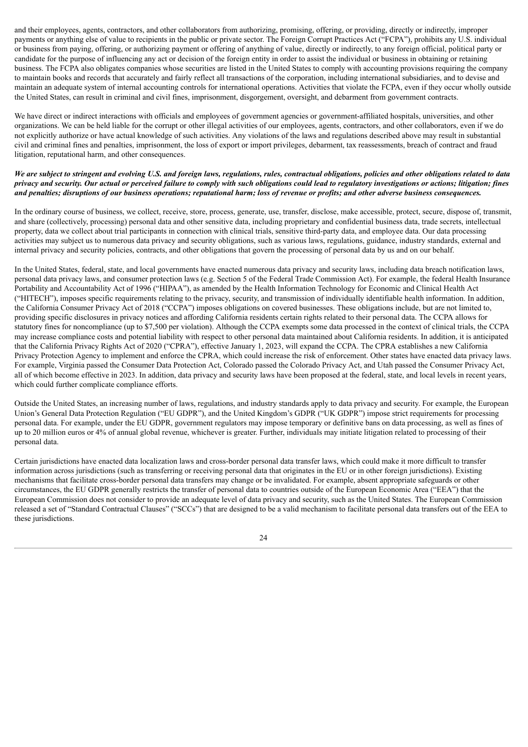and their employees, agents, contractors, and other collaborators from authorizing, promising, offering, or providing, directly or indirectly, improper payments or anything else of value to recipients in the public or private sector. The Foreign Corrupt Practices Act ("FCPA"), prohibits any U.S. individual or business from paying, offering, or authorizing payment or offering of anything of value, directly or indirectly, to any foreign official, political party or candidate for the purpose of influencing any act or decision of the foreign entity in order to assist the individual or business in obtaining or retaining business. The FCPA also obligates companies whose securities are listed in the United States to comply with accounting provisions requiring the company to maintain books and records that accurately and fairly reflect all transactions of the corporation, including international subsidiaries, and to devise and maintain an adequate system of internal accounting controls for international operations. Activities that violate the FCPA, even if they occur wholly outside the United States, can result in criminal and civil fines, imprisonment, disgorgement, oversight, and debarment from government contracts.

We have direct or indirect interactions with officials and employees of government agencies or government-affiliated hospitals, universities, and other organizations. We can be held liable for the corrupt or other illegal activities of our employees, agents, contractors, and other collaborators, even if we do not explicitly authorize or have actual knowledge of such activities. Any violations of the laws and regulations described above may result in substantial civil and criminal fines and penalties, imprisonment, the loss of export or import privileges, debarment, tax reassessments, breach of contract and fraud litigation, reputational harm, and other consequences.

***We are subject to stringent and evolving U.S. and foreign laws, regulations, rules, contractual obligations, policies and other obligations related to data privacy and security. Our actual or perceived failure to comply with such obligations could lead to regulatory investigations or actions; litigation; fines and penalties; disruptions of our business operations; reputational harm; loss of revenue or profits; and other adverse business consequences.***

In the ordinary course of business, we collect, receive, store, process, generate, use, transfer, disclose, make accessible, protect, secure, dispose of, transmit, and share (collectively, processing) personal data and other sensitive data, including proprietary and confidential business data, trade secrets, intellectual property, data we collect about trial participants in connection with clinical trials, sensitive third-party data, and employee data. Our data processing activities may subject us to numerous data privacy and security obligations, such as various laws, regulations, guidance, industry standards, external and internal privacy and security policies, contracts, and other obligations that govern the processing of personal data by us and on our behalf.

In the United States, federal, state, and local governments have enacted numerous data privacy and security laws, including data breach notification laws, personal data privacy laws, and consumer protection laws (e.g. Section 5 of the Federal Trade Commission Act). For example, the federal Health Insurance Portability and Accountability Act of 1996 ("HIPAA"), as amended by the Health Information Technology for Economic and Clinical Health Act ("HITECH"), imposes specific requirements relating to the privacy, security, and transmission of individually identifiable health information. In addition, the California Consumer Privacy Act of 2018 ("CCPA") imposes obligations on covered businesses. These obligations include, but are not limited to, providing specific disclosures in privacy notices and affording California residents certain rights related to their personal data. The CCPA allows for statutory fines for noncompliance (up to $7,500 per violation). Although the CCPA exempts some data processed in the context of clinical trials, the CCPA may increase compliance costs and potential liability with respect to other personal data maintained about California residents. In addition, it is anticipated that the California Privacy Rights Act of 2020 ("CPRA"), effective January 1, 2023, will expand the CCPA. The CPRA establishes a new California Privacy Protection Agency to implement and enforce the CPRA, which could increase the risk of enforcement. Other states have enacted data privacy laws. For example, Virginia passed the Consumer Data Protection Act, Colorado passed the Colorado Privacy Act, and Utah passed the Consumer Privacy Act, all of which become effective in 2023. In addition, data privacy and security laws have been proposed at the federal, state, and local levels in recent years, which could further complicate compliance efforts.

Outside the United States, an increasing number of laws, regulations, and industry standards apply to data privacy and security. For example, the European Union's General Data Protection Regulation ("EU GDPR"), and the United Kingdom's GDPR ("UK GDPR") impose strict requirements for processing personal data. For example, under the EU GDPR, government regulators may impose temporary or definitive bans on data processing, as well as fines of up to 20 million euros or 4% of annual global revenue, whichever is greater. Further, individuals may initiate litigation related to processing of their personal data.

Certain jurisdictions have enacted data localization laws and cross-border personal data transfer laws, which could make it more difficult to transfer information across jurisdictions (such as transferring or receiving personal data that originates in the EU or in other foreign jurisdictions). Existing mechanisms that facilitate cross-border personal data transfers may change or be invalidated. For example, absent appropriate safeguards or other circumstances, the EU GDPR generally restricts the transfer of personal data to countries outside of the European Economic Area ("EEA") that the European Commission does not consider to provide an adequate level of data privacy and security, such as the United States. The European Commission released a set of "Standard Contractual Clauses" ("SCCs") that are designed to be a valid mechanism to facilitate personal data transfers out of the EEA to these jurisdictions.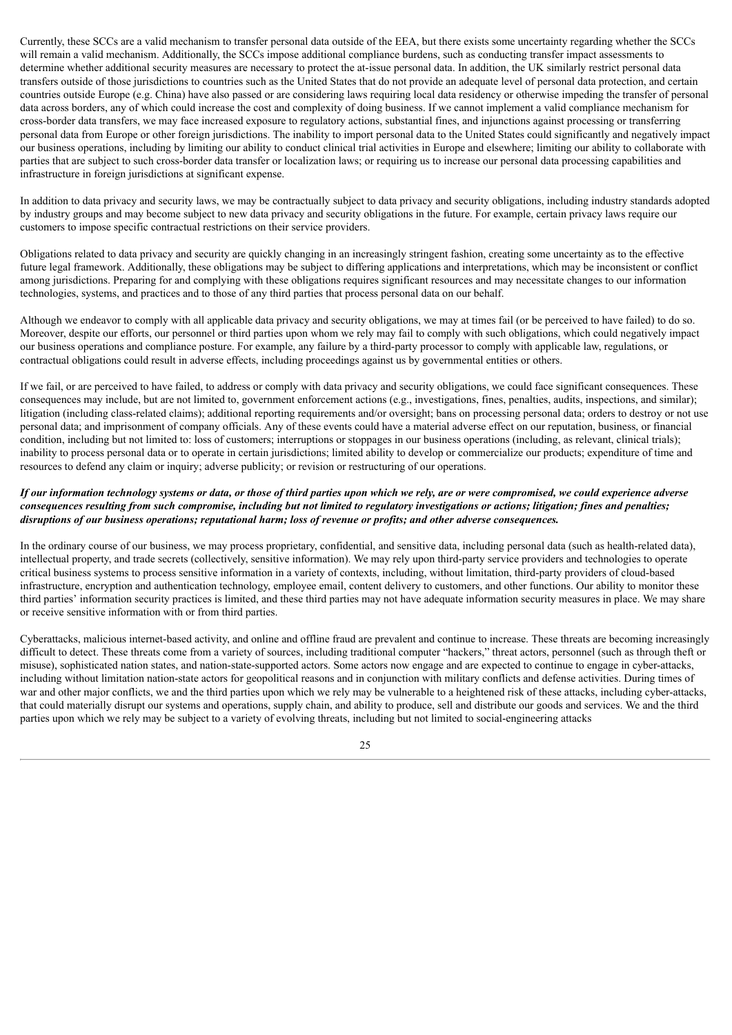Currently, these SCCs are a valid mechanism to transfer personal data outside of the EEA, but there exists some uncertainty regarding whether the SCCs will remain a valid mechanism. Additionally, the SCCs impose additional compliance burdens, such as conducting transfer impact assessments to determine whether additional security measures are necessary to protect the at-issue personal data. In addition, the UK similarly restrict personal data transfers outside of those jurisdictions to countries such as the United States that do not provide an adequate level of personal data protection, and certain countries outside Europe (e.g. China) have also passed or are considering laws requiring local data residency or otherwise impeding the transfer of personal data across borders, any of which could increase the cost and complexity of doing business. If we cannot implement a valid compliance mechanism for cross-border data transfers, we may face increased exposure to regulatory actions, substantial fines, and injunctions against processing or transferring personal data from Europe or other foreign jurisdictions. The inability to import personal data to the United States could significantly and negatively impact our business operations, including by limiting our ability to conduct clinical trial activities in Europe and elsewhere; limiting our ability to collaborate with parties that are subject to such cross-border data transfer or localization laws; or requiring us to increase our personal data processing capabilities and infrastructure in foreign jurisdictions at significant expense.

In addition to data privacy and security laws, we may be contractually subject to data privacy and security obligations, including industry standards adopted by industry groups and may become subject to new data privacy and security obligations in the future. For example, certain privacy laws require our customers to impose specific contractual restrictions on their service providers.

Obligations related to data privacy and security are quickly changing in an increasingly stringent fashion, creating some uncertainty as to the effective future legal framework. Additionally, these obligations may be subject to differing applications and interpretations, which may be inconsistent or conflict among jurisdictions. Preparing for and complying with these obligations requires significant resources and may necessitate changes to our information technologies, systems, and practices and to those of any third parties that process personal data on our behalf.

Although we endeavor to comply with all applicable data privacy and security obligations, we may at times fail (or be perceived to have failed) to do so. Moreover, despite our efforts, our personnel or third parties upon whom we rely may fail to comply with such obligations, which could negatively impact our business operations and compliance posture. For example, any failure by a third-party processor to comply with applicable law, regulations, or contractual obligations could result in adverse effects, including proceedings against us by governmental entities or others.

If we fail, or are perceived to have failed, to address or comply with data privacy and security obligations, we could face significant consequences. These consequences may include, but are not limited to, government enforcement actions (e.g., investigations, fines, penalties, audits, inspections, and similar); litigation (including class-related claims); additional reporting requirements and/or oversight; bans on processing personal data; orders to destroy or not use personal data; and imprisonment of company officials. Any of these events could have a material adverse effect on our reputation, business, or financial condition, including but not limited to: loss of customers; interruptions or stoppages in our business operations (including, as relevant, clinical trials); inability to process personal data or to operate in certain jurisdictions; limited ability to develop or commercialize our products; expenditure of time and resources to defend any claim or inquiry; adverse publicity; or revision or restructuring of our operations.

***If our information technology systems or data, or those of third parties upon which we rely, are or were compromised, we could experience adverse consequences resulting from such compromise, including but not limited to regulatory investigations or actions; litigation; fines and penalties; disruptions of our business operations; reputational harm; loss of revenue or profits; and other adverse consequences.***

In the ordinary course of our business, we may process proprietary, confidential, and sensitive data, including personal data (such as health-related data), intellectual property, and trade secrets (collectively, sensitive information). We may rely upon third-party service providers and technologies to operate critical business systems to process sensitive information in a variety of contexts, including, without limitation, third-party providers of cloud-based infrastructure, encryption and authentication technology, employee email, content delivery to customers, and other functions. Our ability to monitor these third parties' information security practices is limited, and these third parties may not have adequate information security measures in place. We may share or receive sensitive information with or from third parties.

Cyberattacks, malicious internet-based activity, and online and offline fraud are prevalent and continue to increase. These threats are becoming increasingly difficult to detect. These threats come from a variety of sources, including traditional computer "hackers," threat actors, personnel (such as through theft or misuse), sophisticated nation states, and nation-state-supported actors. Some actors now engage and are expected to continue to engage in cyber-attacks, including without limitation nation-state actors for geopolitical reasons and in conjunction with military conflicts and defense activities. During times of war and other major conflicts, we and the third parties upon which we rely may be vulnerable to a heightened risk of these attacks, including cyber-attacks, that could materially disrupt our systems and operations, supply chain, and ability to produce, sell and distribute our goods and services. We and the third parties upon which we rely may be subject to a variety of evolving threats, including but not limited to social-engineering attacks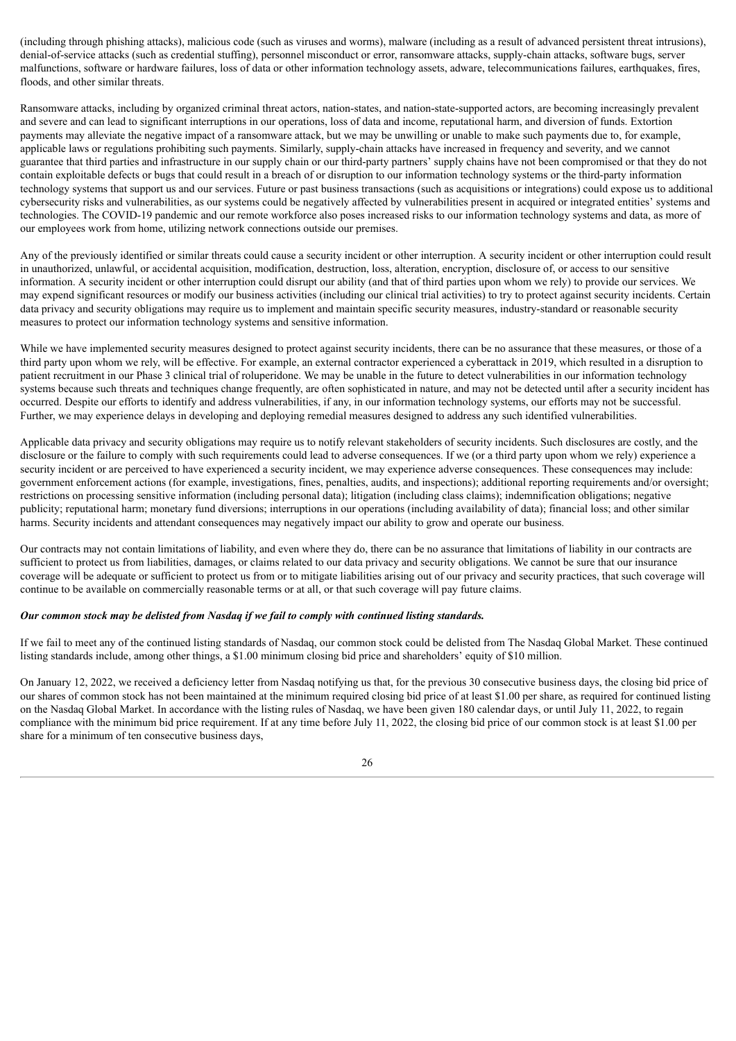(including through phishing attacks), malicious code (such as viruses and worms), malware (including as a result of advanced persistent threat intrusions), denial-of-service attacks (such as credential stuffing), personnel misconduct or error, ransomware attacks, supply-chain attacks, software bugs, server malfunctions, software or hardware failures, loss of data or other information technology assets, adware, telecommunications failures, earthquakes, fires, floods, and other similar threats.

Ransomware attacks, including by organized criminal threat actors, nation-states, and nation-state-supported actors, are becoming increasingly prevalent and severe and can lead to significant interruptions in our operations, loss of data and income, reputational harm, and diversion of funds. Extortion payments may alleviate the negative impact of a ransomware attack, but we may be unwilling or unable to make such payments due to, for example, applicable laws or regulations prohibiting such payments. Similarly, supply-chain attacks have increased in frequency and severity, and we cannot guarantee that third parties and infrastructure in our supply chain or our third-party partners' supply chains have not been compromised or that they do not contain exploitable defects or bugs that could result in a breach of or disruption to our information technology systems or the third-party information technology systems that support us and our services. Future or past business transactions (such as acquisitions or integrations) could expose us to additional cybersecurity risks and vulnerabilities, as our systems could be negatively affected by vulnerabilities present in acquired or integrated entities' systems and technologies. The COVID-19 pandemic and our remote workforce also poses increased risks to our information technology systems and data, as more of our employees work from home, utilizing network connections outside our premises.

Any of the previously identified or similar threats could cause a security incident or other interruption. A security incident or other interruption could result in unauthorized, unlawful, or accidental acquisition, modification, destruction, loss, alteration, encryption, disclosure of, or access to our sensitive information. A security incident or other interruption could disrupt our ability (and that of third parties upon whom we rely) to provide our services. We may expend significant resources or modify our business activities (including our clinical trial activities) to try to protect against security incidents. Certain data privacy and security obligations may require us to implement and maintain specific security measures, industry-standard or reasonable security measures to protect our information technology systems and sensitive information.

While we have implemented security measures designed to protect against security incidents, there can be no assurance that these measures, or those of a third party upon whom we rely, will be effective. For example, an external contractor experienced a cyberattack in 2019, which resulted in a disruption to patient recruitment in our Phase 3 clinical trial of roluperidone. We may be unable in the future to detect vulnerabilities in our information technology systems because such threats and techniques change frequently, are often sophisticated in nature, and may not be detected until after a security incident has occurred. Despite our efforts to identify and address vulnerabilities, if any, in our information technology systems, our efforts may not be successful. Further, we may experience delays in developing and deploying remedial measures designed to address any such identified vulnerabilities.

Applicable data privacy and security obligations may require us to notify relevant stakeholders of security incidents. Such disclosures are costly, and the disclosure or the failure to comply with such requirements could lead to adverse consequences. If we (or a third party upon whom we rely) experience a security incident or are perceived to have experienced a security incident, we may experience adverse consequences. These consequences may include: government enforcement actions (for example, investigations, fines, penalties, audits, and inspections); additional reporting requirements and/or oversight; restrictions on processing sensitive information (including personal data); litigation (including class claims); indemnification obligations; negative publicity; reputational harm; monetary fund diversions; interruptions in our operations (including availability of data); financial loss; and other similar harms. Security incidents and attendant consequences may negatively impact our ability to grow and operate our business.

Our contracts may not contain limitations of liability, and even where they do, there can be no assurance that limitations of liability in our contracts are sufficient to protect us from liabilities, damages, or claims related to our data privacy and security obligations. We cannot be sure that our insurance coverage will be adequate or sufficient to protect us from or to mitigate liabilities arising out of our privacy and security practices, that such coverage will continue to be available on commercially reasonable terms or at all, or that such coverage will pay future claims.

***Our common stock may be delisted from Nasdaq if we fail to comply with continued listing standards.***

If we fail to meet any of the continued listing standards of Nasdaq, our common stock could be delisted from The Nasdaq Global Market. These continued listing standards include, among other things, a $1.00 minimum closing bid price and shareholders' equity of $10 million.

On January 12, 2022, we received a deficiency letter from Nasdaq notifying us that, for the previous 30 consecutive business days, the closing bid price of our shares of common stock has not been maintained at the minimum required closing bid price of at least $1.00 per share, as required for continued listing on the Nasdaq Global Market. In accordance with the listing rules of Nasdaq, we have been given 180 calendar days, or until July 11, 2022, to regain compliance with the minimum bid price requirement. If at any time before July 11, 2022, the closing bid price of our common stock is at least $1.00 per share for a minimum of ten consecutive business days,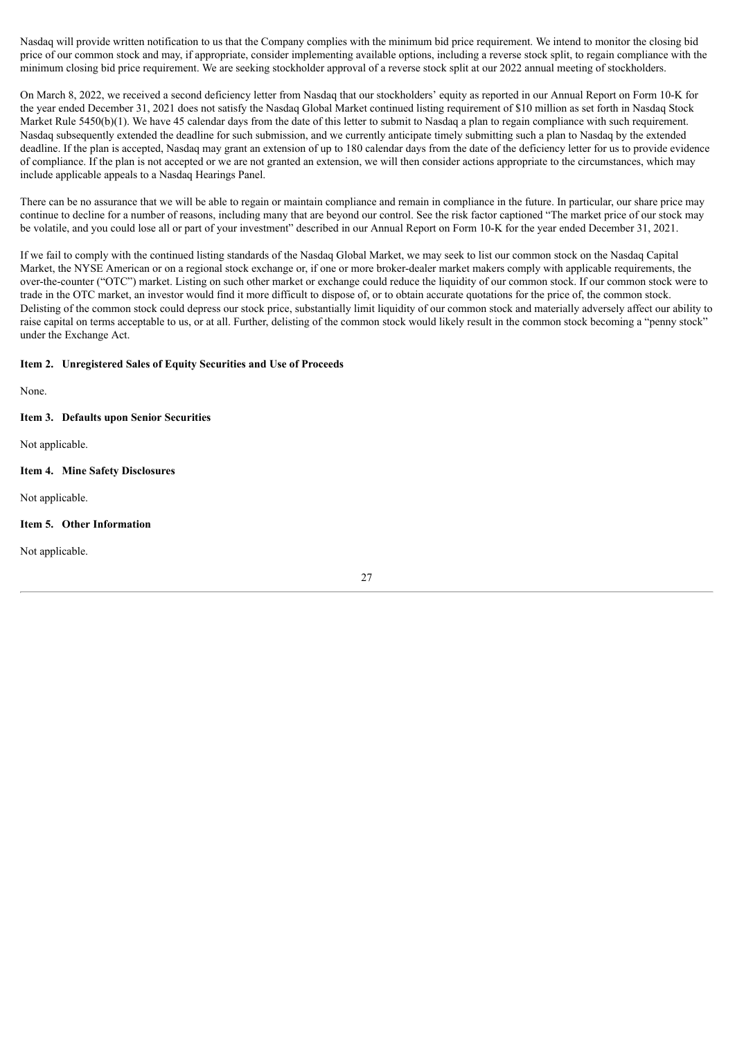Nasdaq will provide written notification to us that the Company complies with the minimum bid price requirement. We intend to monitor the closing bid price of our common stock and may, if appropriate, consider implementing available options, including a reverse stock split, to regain compliance with the minimum closing bid price requirement. We are seeking stockholder approval of a reverse stock split at our 2022 annual meeting of stockholders.

On March 8, 2022, we received a second deficiency letter from Nasdaq that our stockholders' equity as reported in our Annual Report on Form 10-K for the year ended December 31, 2021 does not satisfy the Nasdaq Global Market continued listing requirement of $10 million as set forth in Nasdaq Stock Market Rule 5450(b)(1). We have 45 calendar days from the date of this letter to submit to Nasdaq a plan to regain compliance with such requirement. Nasdaq subsequently extended the deadline for such submission, and we currently anticipate timely submitting such a plan to Nasdaq by the extended deadline. If the plan is accepted, Nasdaq may grant an extension of up to 180 calendar days from the date of the deficiency letter for us to provide evidence of compliance. If the plan is not accepted or we are not granted an extension, we will then consider actions appropriate to the circumstances, which may include applicable appeals to a Nasdaq Hearings Panel.

There can be no assurance that we will be able to regain or maintain compliance and remain in compliance in the future. In particular, our share price may continue to decline for a number of reasons, including many that are beyond our control. See the risk factor captioned "The market price of our stock may be volatile, and you could lose all or part of your investment" described in our Annual Report on Form 10-K for the year ended December 31, 2021.

If we fail to comply with the continued listing standards of the Nasdaq Global Market, we may seek to list our common stock on the Nasdaq Capital Market, the NYSE American or on a regional stock exchange or, if one or more broker-dealer market makers comply with applicable requirements, the over-the-counter ("OTC") market. Listing on such other market or exchange could reduce the liquidity of our common stock. If our common stock were to trade in the OTC market, an investor would find it more difficult to dispose of, or to obtain accurate quotations for the price of, the common stock. Delisting of the common stock could depress our stock price, substantially limit liquidity of our common stock and materially adversely affect our ability to raise capital on terms acceptable to us, or at all. Further, delisting of the common stock would likely result in the common stock becoming a "penny stock" under the Exchange Act.

### Item 2. Unregistered Sales of Equity Securities and Use of Proceeds

None.

### Item 3. Defaults upon Senior Securities

Not applicable.

### Item 4. Mine Safety Disclosures

Not applicable.

### Item 5. Other Information

Not applicable.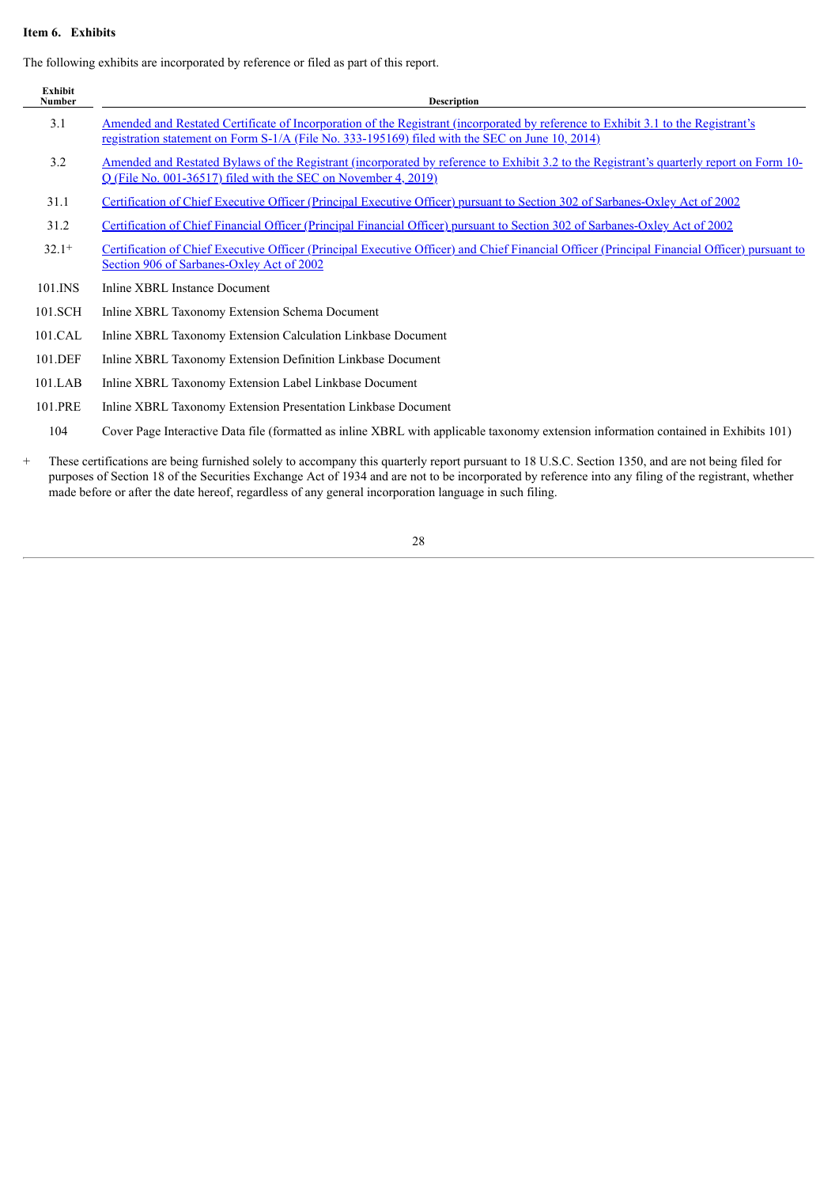**Item 6. Exhibits**

The following exhibits are incorporated by reference or filed as part of this report.

| Exhibit Number | Description |
|---|---|
| 3.1 | Amended and Restated Certificate of Incorporation of the Registrant (incorporated by reference to Exhibit 3.1 to the Registrant's registration statement on Form S-1/A (File No. 333-195169) filed with the SEC on June 10, 2014) |
| 3.2 | Amended and Restated Bylaws of the Registrant (incorporated by reference to Exhibit 3.2 to the Registrant's quarterly report on Form 10-Q (File No. 001-36517) filed with the SEC on November 4, 2019) |
| 31.1 | Certification of Chief Executive Officer (Principal Executive Officer) pursuant to Section 302 of Sarbanes-Oxley Act of 2002 |
| 31.2 | Certification of Chief Financial Officer (Principal Financial Officer) pursuant to Section 302 of Sarbanes-Oxley Act of 2002 |
| 32.1+ | Certification of Chief Executive Officer (Principal Executive Officer) and Chief Financial Officer (Principal Financial Officer) pursuant to Section 906 of Sarbanes-Oxley Act of 2002 |
| 101.INS | Inline XBRL Instance Document |
| 101.SCH | Inline XBRL Taxonomy Extension Schema Document |
| 101.CAL | Inline XBRL Taxonomy Extension Calculation Linkbase Document |
| 101.DEF | Inline XBRL Taxonomy Extension Definition Linkbase Document |
| 101.LAB | Inline XBRL Taxonomy Extension Label Linkbase Document |
| 101.PRE | Inline XBRL Taxonomy Extension Presentation Linkbase Document |
| 104 | Cover Page Interactive Data file (formatted as inline XBRL with applicable taxonomy extension information contained in Exhibits 101) |

\+ These certifications are being furnished solely to accompany this quarterly report pursuant to 18 U.S.C. Section 1350, and are not being filed for purposes of Section 18 of the Securities Exchange Act of 1934 and are not to be incorporated by reference into any filing of the registrant, whether made before or after the date hereof, regardless of any general incorporation language in such filing.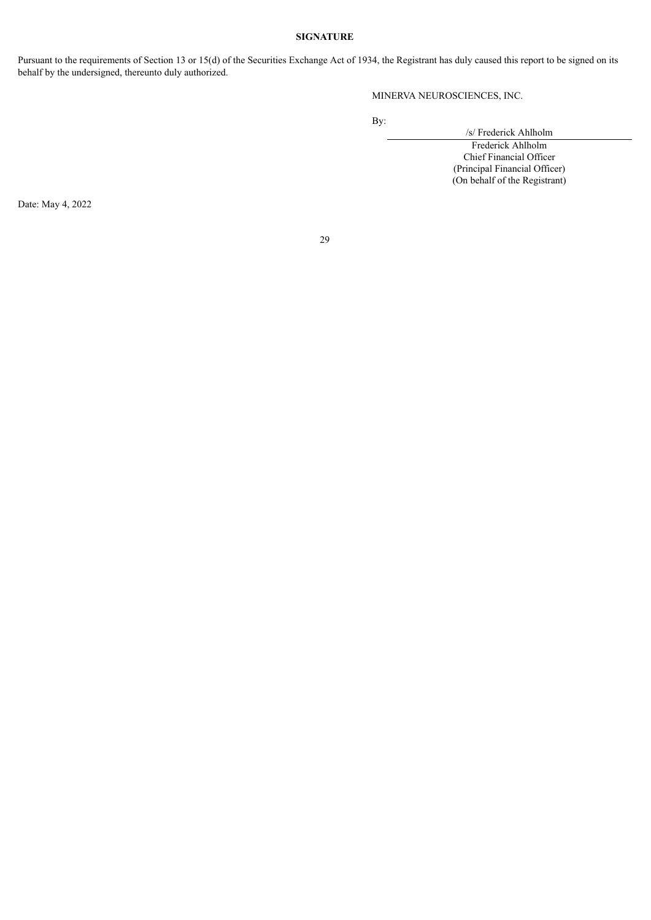**SIGNATURE**

Pursuant to the requirements of Section 13 or 15(d) of the Securities Exchange Act of 1934, the Registrant has duly caused this report to be signed on its behalf by the undersigned, thereunto duly authorized.

MINERVA NEUROSCIENCES, INC.

By: /s/ Frederick Ahlholm

Frederick Ahlholm
Chief Financial Officer
(Principal Financial Officer)
(On behalf of the Registrant)

Date: May 4, 2022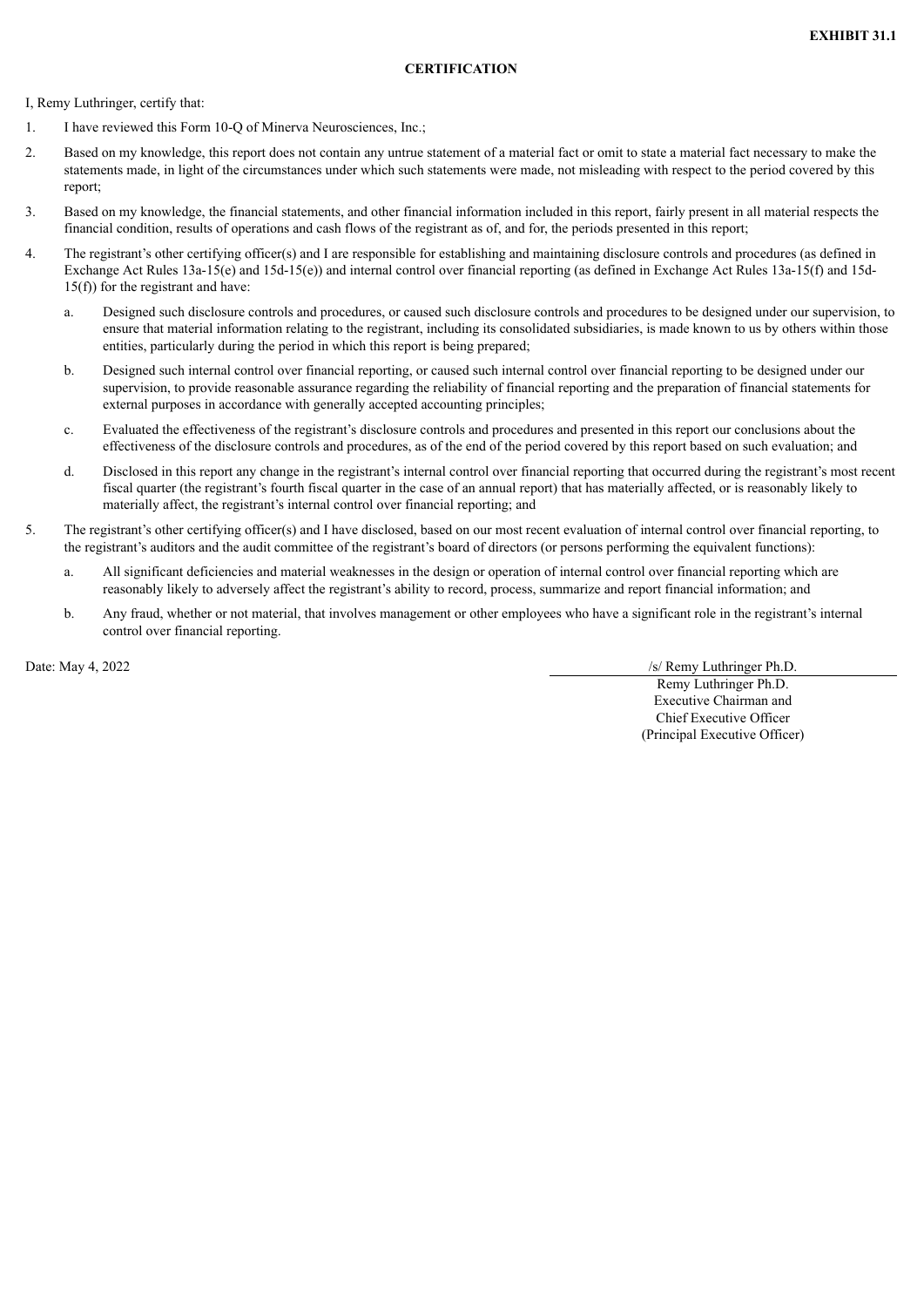**EXHIBIT 31.1**

**CERTIFICATION**

I, Remy Luthringer, certify that:

1. I have reviewed this Form 10-Q of Minerva Neurosciences, Inc.;
2. Based on my knowledge, this report does not contain any untrue statement of a material fact or omit to state a material fact necessary to make the statements made, in light of the circumstances under which such statements were made, not misleading with respect to the period covered by this report;
3. Based on my knowledge, the financial statements, and other financial information included in this report, fairly present in all material respects the financial condition, results of operations and cash flows of the registrant as of, and for, the periods presented in this report;
4. The registrant's other certifying officer(s) and I are responsible for establishing and maintaining disclosure controls and procedures (as defined in Exchange Act Rules 13a-15(e) and 15d-15(e)) and internal control over financial reporting (as defined in Exchange Act Rules 13a-15(f) and 15d-15(f)) for the registrant and have:
   a. Designed such disclosure controls and procedures, or caused such disclosure controls and procedures to be designed under our supervision, to ensure that material information relating to the registrant, including its consolidated subsidiaries, is made known to us by others within those entities, particularly during the period in which this report is being prepared;
   b. Designed such internal control over financial reporting, or caused such internal control over financial reporting to be designed under our supervision, to provide reasonable assurance regarding the reliability of financial reporting and the preparation of financial statements for external purposes in accordance with generally accepted accounting principles;
   c. Evaluated the effectiveness of the registrant's disclosure controls and procedures and presented in this report our conclusions about the effectiveness of the disclosure controls and procedures, as of the end of the period covered by this report based on such evaluation; and
   d. Disclosed in this report any change in the registrant's internal control over financial reporting that occurred during the registrant's most recent fiscal quarter (the registrant's fourth fiscal quarter in the case of an annual report) that has materially affected, or is reasonably likely to materially affect, the registrant's internal control over financial reporting; and
5. The registrant's other certifying officer(s) and I have disclosed, based on our most recent evaluation of internal control over financial reporting, to the registrant's auditors and the audit committee of the registrant's board of directors (or persons performing the equivalent functions):
   a. All significant deficiencies and material weaknesses in the design or operation of internal control over financial reporting which are reasonably likely to adversely affect the registrant's ability to record, process, summarize and report financial information; and
   b. Any fraud, whether or not material, that involves management or other employees who have a significant role in the registrant's internal control over financial reporting.

Date: May 4, 2022

/s/ Remy Luthringer Ph.D.

Remy Luthringer Ph.D.
Executive Chairman and
Chief Executive Officer
(Principal Executive Officer)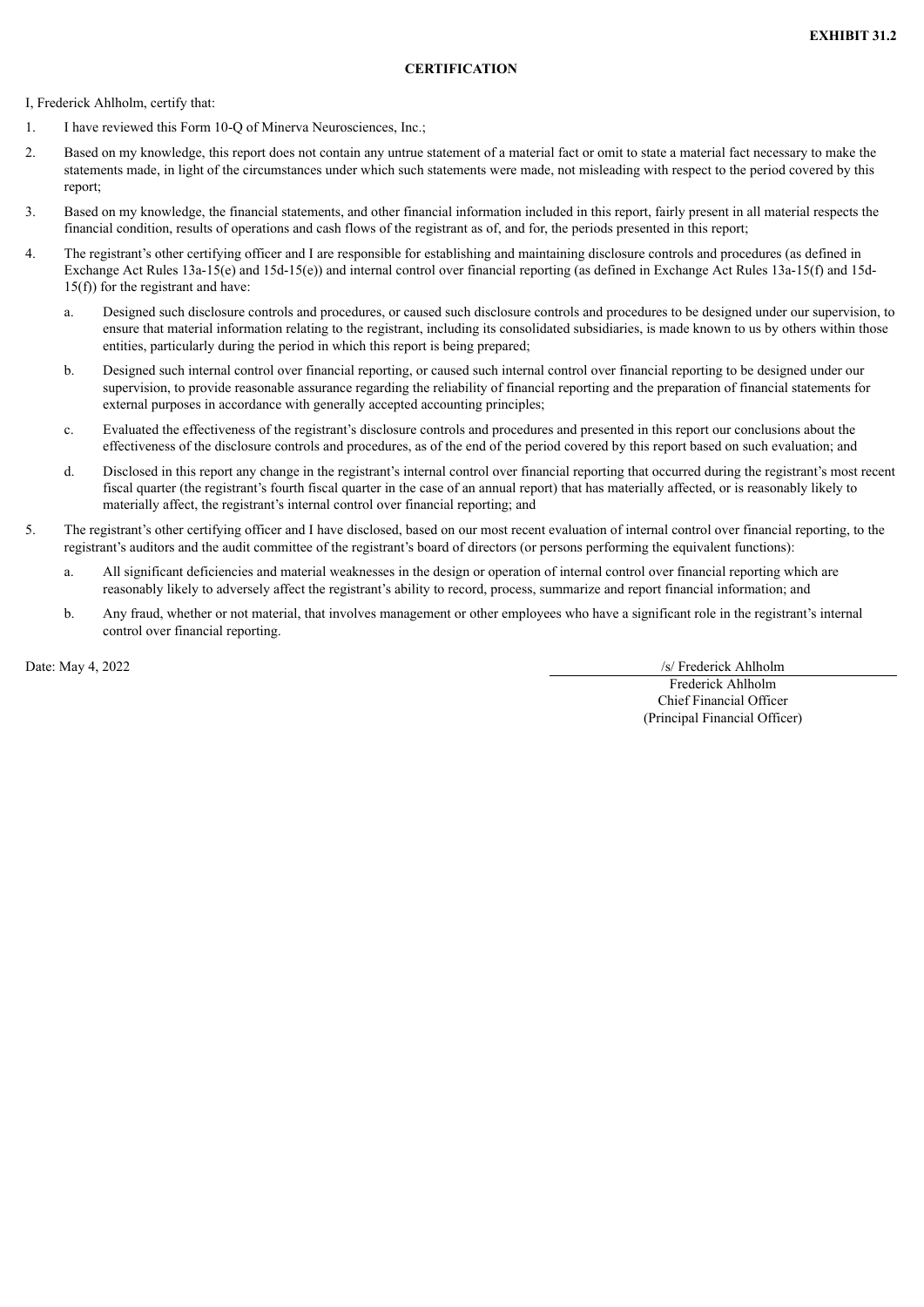**EXHIBIT 31.2**

**CERTIFICATION**

I, Frederick Ahlholm, certify that:

1. I have reviewed this Form 10-Q of Minerva Neurosciences, Inc.;
2. Based on my knowledge, this report does not contain any untrue statement of a material fact or omit to state a material fact necessary to make the statements made, in light of the circumstances under which such statements were made, not misleading with respect to the period covered by this report;
3. Based on my knowledge, the financial statements, and other financial information included in this report, fairly present in all material respects the financial condition, results of operations and cash flows of the registrant as of, and for, the periods presented in this report;
4. The registrant's other certifying officer and I are responsible for establishing and maintaining disclosure controls and procedures (as defined in Exchange Act Rules 13a-15(e) and 15d-15(e)) and internal control over financial reporting (as defined in Exchange Act Rules 13a-15(f) and 15d-15(f)) for the registrant and have:
   a. Designed such disclosure controls and procedures, or caused such disclosure controls and procedures to be designed under our supervision, to ensure that material information relating to the registrant, including its consolidated subsidiaries, is made known to us by others within those entities, particularly during the period in which this report is being prepared;
   b. Designed such internal control over financial reporting, or caused such internal control over financial reporting to be designed under our supervision, to provide reasonable assurance regarding the reliability of financial reporting and the preparation of financial statements for external purposes in accordance with generally accepted accounting principles;
   c. Evaluated the effectiveness of the registrant's disclosure controls and procedures and presented in this report our conclusions about the effectiveness of the disclosure controls and procedures, as of the end of the period covered by this report based on such evaluation; and
   d. Disclosed in this report any change in the registrant's internal control over financial reporting that occurred during the registrant's most recent fiscal quarter (the registrant's fourth fiscal quarter in the case of an annual report) that has materially affected, or is reasonably likely to materially affect, the registrant's internal control over financial reporting; and
5. The registrant's other certifying officer and I have disclosed, based on our most recent evaluation of internal control over financial reporting, to the registrant's auditors and the audit committee of the registrant's board of directors (or persons performing the equivalent functions):
   a. All significant deficiencies and material weaknesses in the design or operation of internal control over financial reporting which are reasonably likely to adversely affect the registrant's ability to record, process, summarize and report financial information; and
   b. Any fraud, whether or not material, that involves management or other employees who have a significant role in the registrant's internal control over financial reporting.

Date: May 4, 2022

/s/ Frederick Ahlholm
Frederick Ahlholm
Chief Financial Officer
(Principal Financial Officer)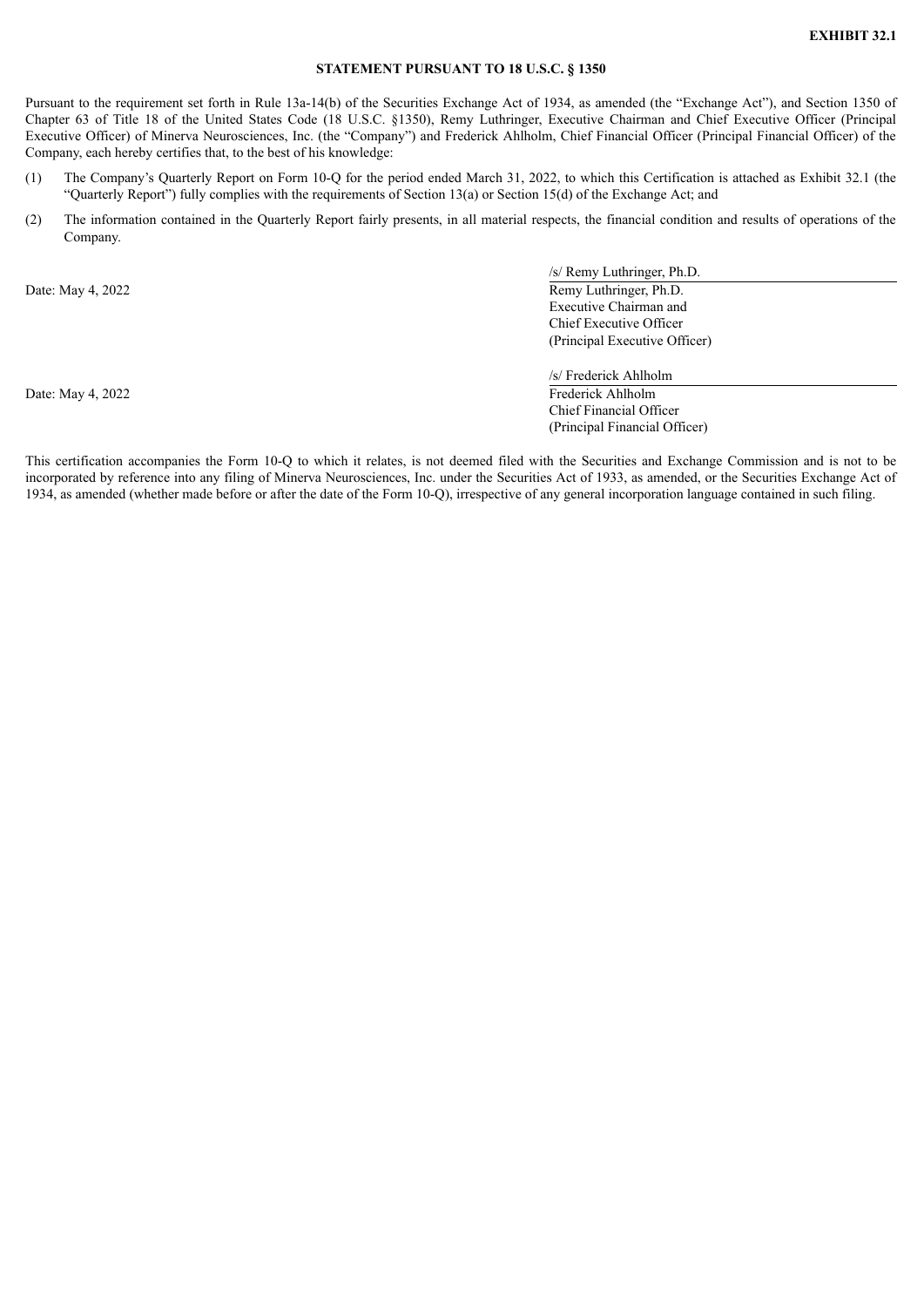**EXHIBIT 32.1**

**STATEMENT PURSUANT TO 18 U.S.C. § 1350**

Pursuant to the requirement set forth in Rule 13a-14(b) of the Securities Exchange Act of 1934, as amended (the "Exchange Act"), and Section 1350 of Chapter 63 of Title 18 of the United States Code (18 U.S.C. §1350), Remy Luthringer, Executive Chairman and Chief Executive Officer (Principal Executive Officer) of Minerva Neurosciences, Inc. (the "Company") and Frederick Ahlholm, Chief Financial Officer (Principal Financial Officer) of the Company, each hereby certifies that, to the best of his knowledge:

(1) The Company's Quarterly Report on Form 10-Q for the period ended March 31, 2022, to which this Certification is attached as Exhibit 32.1 (the "Quarterly Report") fully complies with the requirements of Section 13(a) or Section 15(d) of the Exchange Act; and

(2) The information contained in the Quarterly Report fairly presents, in all material respects, the financial condition and results of operations of the Company.

Date: May 4, 2022

/s/ Remy Luthringer, Ph.D.
Remy Luthringer, Ph.D.
Executive Chairman and
Chief Executive Officer
(Principal Executive Officer)

Date: May 4, 2022

/s/ Frederick Ahlholm
Frederick Ahlholm
Chief Financial Officer
(Principal Financial Officer)

This certification accompanies the Form 10-Q to which it relates, is not deemed filed with the Securities and Exchange Commission and is not to be incorporated by reference into any filing of Minerva Neurosciences, Inc. under the Securities Act of 1933, as amended, or the Securities Exchange Act of 1934, as amended (whether made before or after the date of the Form 10-Q), irrespective of any general incorporation language contained in such filing.